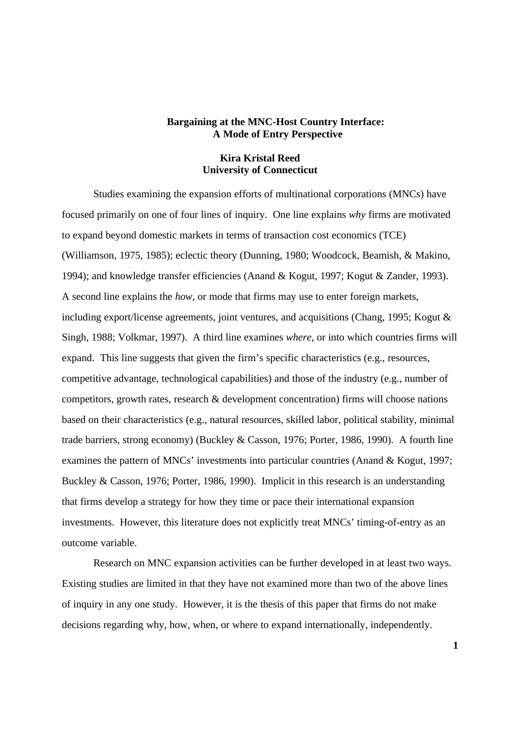# Bargaining at the MNC-Host Country Interface: A Mode of Entry Perspective

**Kira Kristal Reed**
**University of Connecticut**

Studies examining the expansion efforts of multinational corporations (MNCs) have focused primarily on one of four lines of inquiry. One line explains *why* firms are motivated to expand beyond domestic markets in terms of transaction cost economics (TCE) (Williamson, 1975, 1985); eclectic theory (Dunning, 1980; Woodcock, Beamish, & Makino, 1994); and knowledge transfer efficiencies (Anand & Kogut, 1997; Kogut & Zander, 1993). A second line explains the *how*, or mode that firms may use to enter foreign markets, including export/license agreements, joint ventures, and acquisitions (Chang, 1995; Kogut & Singh, 1988; Volkmar, 1997). A third line examines *where*, or into which countries firms will expand. This line suggests that given the firm's specific characteristics (e.g., resources, competitive advantage, technological capabilities) and those of the industry (e.g., number of competitors, growth rates, research & development concentration) firms will choose nations based on their characteristics (e.g., natural resources, skilled labor, political stability, minimal trade barriers, strong economy) (Buckley & Casson, 1976; Porter, 1986, 1990). A fourth line examines the pattern of MNCs' investments into particular countries (Anand & Kogut, 1997; Buckley & Casson, 1976; Porter, 1986, 1990). Implicit in this research is an understanding that firms develop a strategy for how they time or pace their international expansion investments. However, this literature does not explicitly treat MNCs' timing-of-entry as an outcome variable.

Research on MNC expansion activities can be further developed in at least two ways. Existing studies are limited in that they have not examined more than two of the above lines of inquiry in any one study. However, it is the thesis of this paper that firms do not make decisions regarding why, how, when, or where to expand internationally, independently.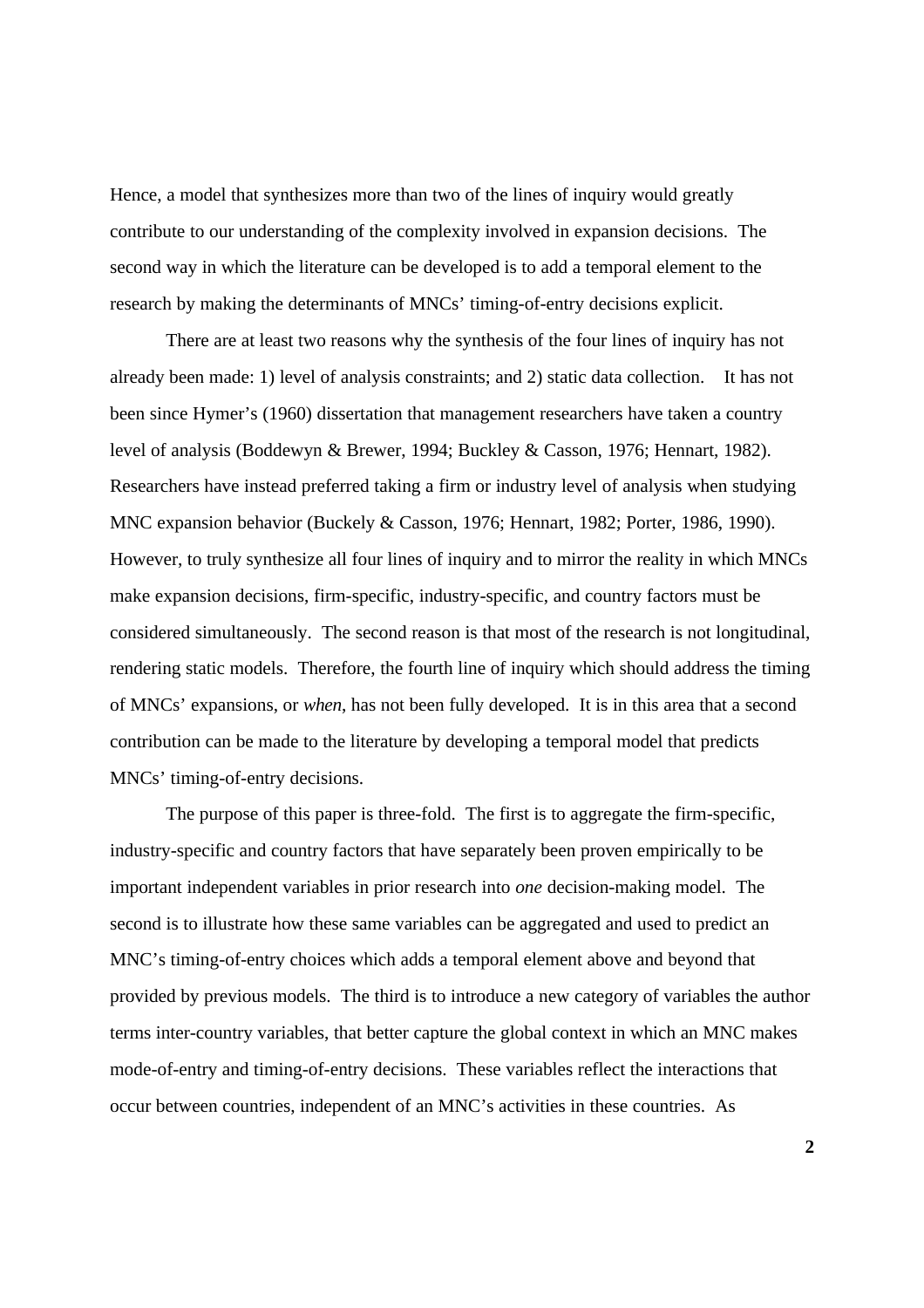Hence, a model that synthesizes more than two of the lines of inquiry would greatly contribute to our understanding of the complexity involved in expansion decisions. The second way in which the literature can be developed is to add a temporal element to the research by making the determinants of MNCs' timing-of-entry decisions explicit.

There are at least two reasons why the synthesis of the four lines of inquiry has not already been made: 1) level of analysis constraints; and 2) static data collection. It has not been since Hymer's (1960) dissertation that management researchers have taken a country level of analysis (Boddewyn & Brewer, 1994; Buckley & Casson, 1976; Hennart, 1982). Researchers have instead preferred taking a firm or industry level of analysis when studying MNC expansion behavior (Buckely & Casson, 1976; Hennart, 1982; Porter, 1986, 1990). However, to truly synthesize all four lines of inquiry and to mirror the reality in which MNCs make expansion decisions, firm-specific, industry-specific, and country factors must be considered simultaneously. The second reason is that most of the research is not longitudinal, rendering static models. Therefore, the fourth line of inquiry which should address the timing of MNCs' expansions, or *when*, has not been fully developed. It is in this area that a second contribution can be made to the literature by developing a temporal model that predicts MNCs' timing-of-entry decisions.

The purpose of this paper is three-fold. The first is to aggregate the firm-specific, industry-specific and country factors that have separately been proven empirically to be important independent variables in prior research into *one* decision-making model. The second is to illustrate how these same variables can be aggregated and used to predict an MNC's timing-of-entry choices which adds a temporal element above and beyond that provided by previous models. The third is to introduce a new category of variables the author terms inter-country variables, that better capture the global context in which an MNC makes mode-of-entry and timing-of-entry decisions. These variables reflect the interactions that occur between countries, independent of an MNC's activities in these countries. As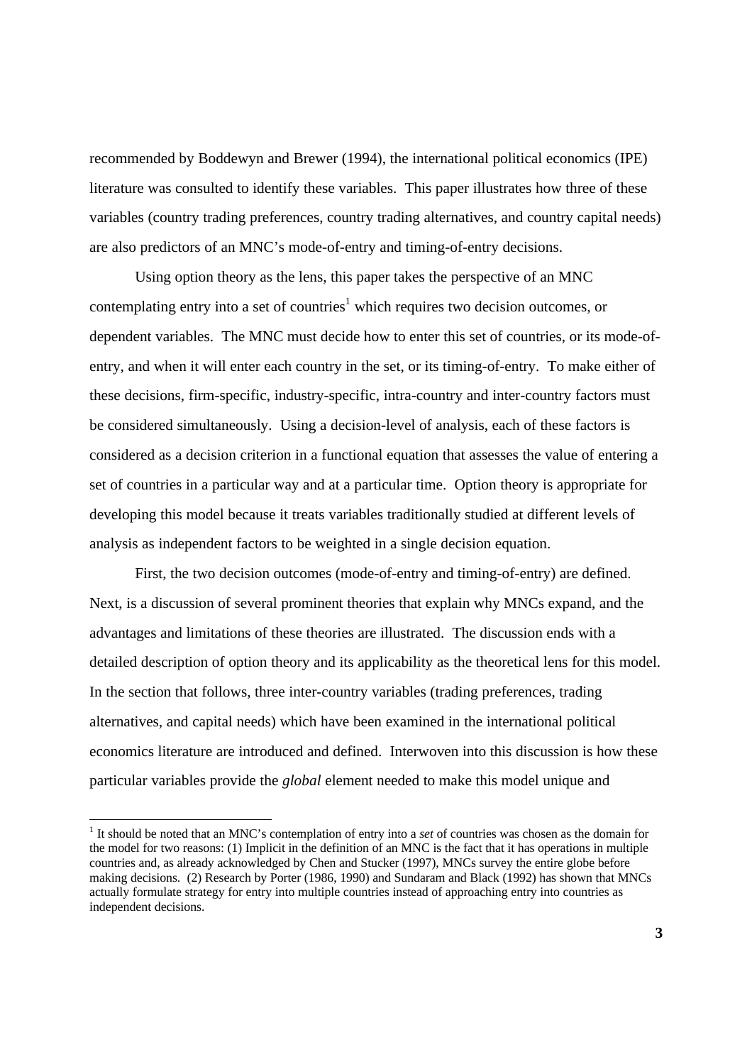recommended by Boddewyn and Brewer (1994), the international political economics (IPE) literature was consulted to identify these variables. This paper illustrates how three of these variables (country trading preferences, country trading alternatives, and country capital needs) are also predictors of an MNC's mode-of-entry and timing-of-entry decisions.

Using option theory as the lens, this paper takes the perspective of an MNC contemplating entry into a set of countries[1] which requires two decision outcomes, or dependent variables. The MNC must decide how to enter this set of countries, or its mode-of-entry, and when it will enter each country in the set, or its timing-of-entry. To make either of these decisions, firm-specific, industry-specific, intra-country and inter-country factors must be considered simultaneously. Using a decision-level of analysis, each of these factors is considered as a decision criterion in a functional equation that assesses the value of entering a set of countries in a particular way and at a particular time. Option theory is appropriate for developing this model because it treats variables traditionally studied at different levels of analysis as independent factors to be weighted in a single decision equation.

First, the two decision outcomes (mode-of-entry and timing-of-entry) are defined. Next, is a discussion of several prominent theories that explain why MNCs expand, and the advantages and limitations of these theories are illustrated. The discussion ends with a detailed description of option theory and its applicability as the theoretical lens for this model. In the section that follows, three inter-country variables (trading preferences, trading alternatives, and capital needs) which have been examined in the international political economics literature are introduced and defined. Interwoven into this discussion is how these particular variables provide the *global* element needed to make this model unique and

---

[1] It should be noted that an MNC's contemplation of entry into a *set* of countries was chosen as the domain for the model for two reasons: (1) Implicit in the definition of an MNC is the fact that it has operations in multiple countries and, as already acknowledged by Chen and Stucker (1997), MNCs survey the entire globe before making decisions. (2) Research by Porter (1986, 1990) and Sundaram and Black (1992) has shown that MNCs actually formulate strategy for entry into multiple countries instead of approaching entry into countries as independent decisions.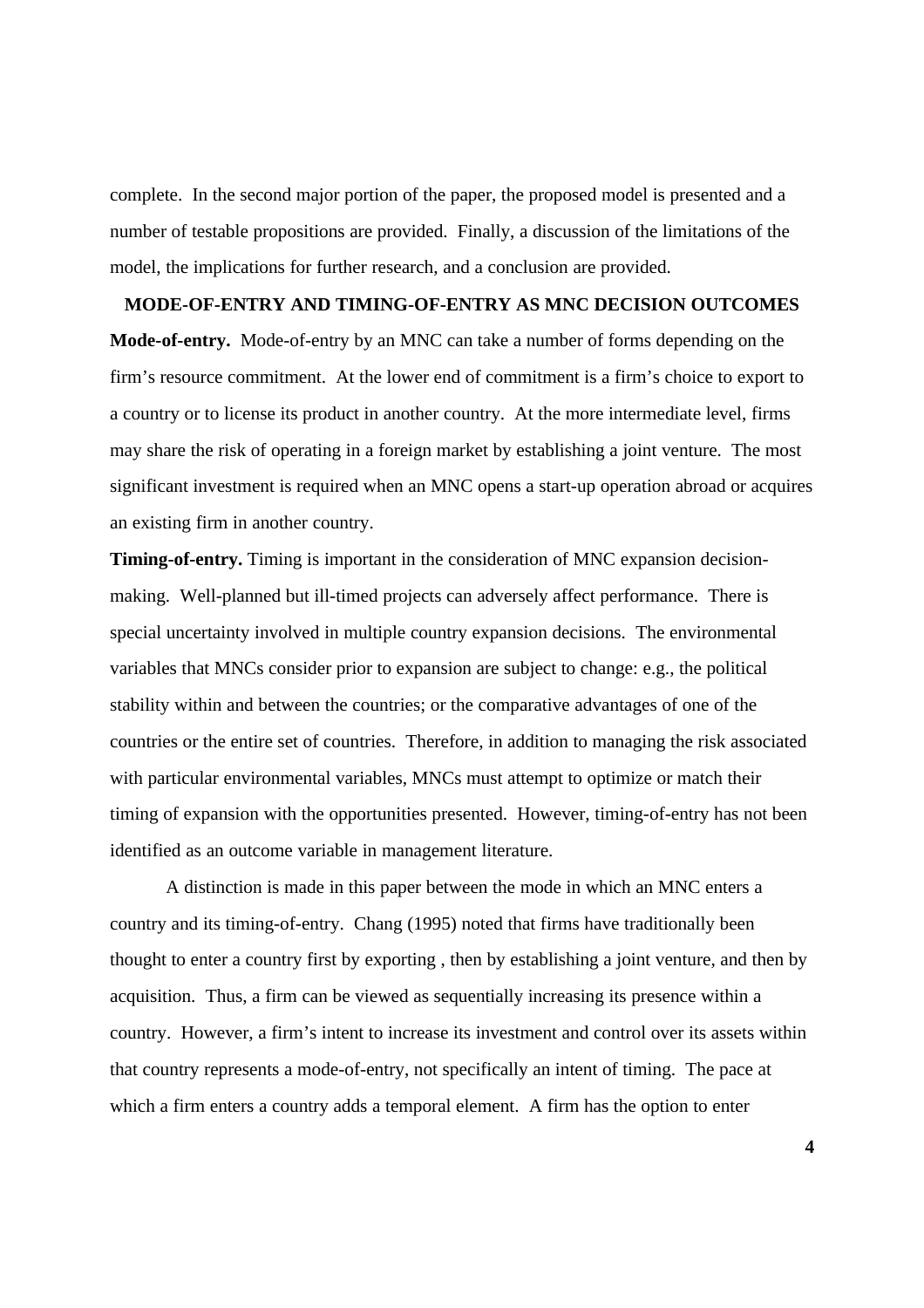complete. In the second major portion of the paper, the proposed model is presented and a number of testable propositions are provided. Finally, a discussion of the limitations of the model, the implications for further research, and a conclusion are provided.

## MODE-OF-ENTRY AND TIMING-OF-ENTRY AS MNC DECISION OUTCOMES

**Mode-of-entry.** Mode-of-entry by an MNC can take a number of forms depending on the firm's resource commitment. At the lower end of commitment is a firm's choice to export to a country or to license its product in another country. At the more intermediate level, firms may share the risk of operating in a foreign market by establishing a joint venture. The most significant investment is required when an MNC opens a start-up operation abroad or acquires an existing firm in another country.

**Timing-of-entry.** Timing is important in the consideration of MNC expansion decision-making. Well-planned but ill-timed projects can adversely affect performance. There is special uncertainty involved in multiple country expansion decisions. The environmental variables that MNCs consider prior to expansion are subject to change: e.g., the political stability within and between the countries; or the comparative advantages of one of the countries or the entire set of countries. Therefore, in addition to managing the risk associated with particular environmental variables, MNCs must attempt to optimize or match their timing of expansion with the opportunities presented. However, timing-of-entry has not been identified as an outcome variable in management literature.

A distinction is made in this paper between the mode in which an MNC enters a country and its timing-of-entry. Chang (1995) noted that firms have traditionally been thought to enter a country first by exporting , then by establishing a joint venture, and then by acquisition. Thus, a firm can be viewed as sequentially increasing its presence within a country. However, a firm's intent to increase its investment and control over its assets within that country represents a mode-of-entry, not specifically an intent of timing. The pace at which a firm enters a country adds a temporal element. A firm has the option to enter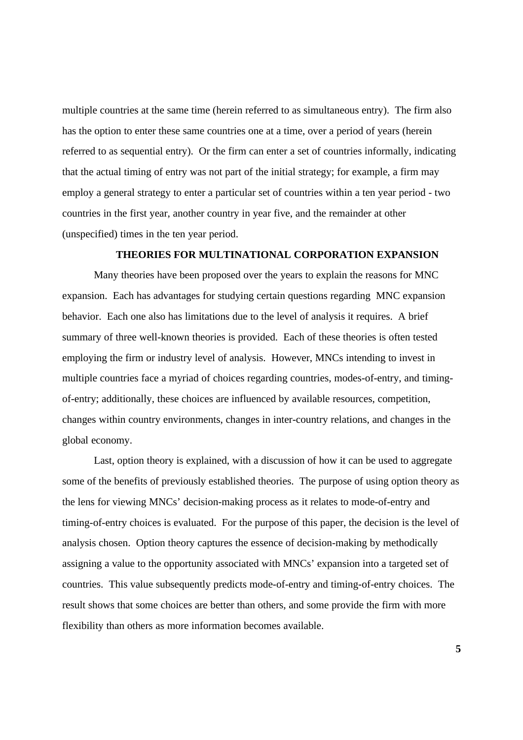multiple countries at the same time (herein referred to as simultaneous entry). The firm also has the option to enter these same countries one at a time, over a period of years (herein referred to as sequential entry). Or the firm can enter a set of countries informally, indicating that the actual timing of entry was not part of the initial strategy; for example, a firm may employ a general strategy to enter a particular set of countries within a ten year period - two countries in the first year, another country in year five, and the remainder at other (unspecified) times in the ten year period.

## THEORIES FOR MULTINATIONAL CORPORATION EXPANSION

Many theories have been proposed over the years to explain the reasons for MNC expansion. Each has advantages for studying certain questions regarding MNC expansion behavior. Each one also has limitations due to the level of analysis it requires. A brief summary of three well-known theories is provided. Each of these theories is often tested employing the firm or industry level of analysis. However, MNCs intending to invest in multiple countries face a myriad of choices regarding countries, modes-of-entry, and timing-of-entry; additionally, these choices are influenced by available resources, competition, changes within country environments, changes in inter-country relations, and changes in the global economy.

Last, option theory is explained, with a discussion of how it can be used to aggregate some of the benefits of previously established theories. The purpose of using option theory as the lens for viewing MNCs' decision-making process as it relates to mode-of-entry and timing-of-entry choices is evaluated. For the purpose of this paper, the decision is the level of analysis chosen. Option theory captures the essence of decision-making by methodically assigning a value to the opportunity associated with MNCs' expansion into a targeted set of countries. This value subsequently predicts mode-of-entry and timing-of-entry choices. The result shows that some choices are better than others, and some provide the firm with more flexibility than others as more information becomes available.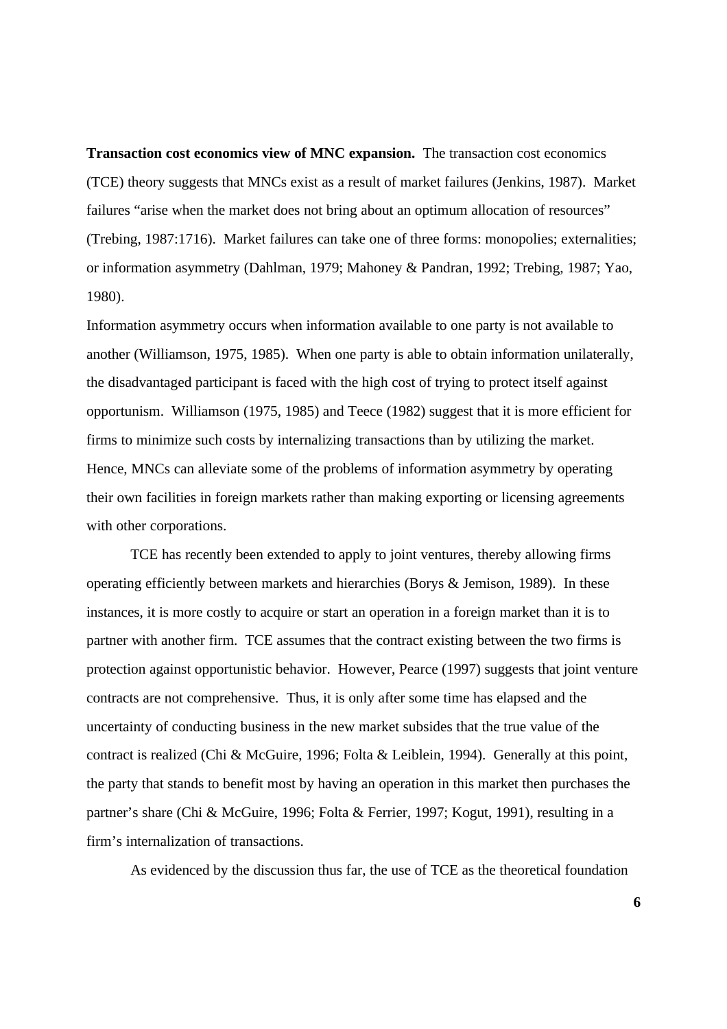**Transaction cost economics view of MNC expansion.** The transaction cost economics (TCE) theory suggests that MNCs exist as a result of market failures (Jenkins, 1987). Market failures "arise when the market does not bring about an optimum allocation of resources" (Trebing, 1987:1716). Market failures can take one of three forms: monopolies; externalities; or information asymmetry (Dahlman, 1979; Mahoney & Pandran, 1992; Trebing, 1987; Yao, 1980).

Information asymmetry occurs when information available to one party is not available to another (Williamson, 1975, 1985). When one party is able to obtain information unilaterally, the disadvantaged participant is faced with the high cost of trying to protect itself against opportunism. Williamson (1975, 1985) and Teece (1982) suggest that it is more efficient for firms to minimize such costs by internalizing transactions than by utilizing the market. Hence, MNCs can alleviate some of the problems of information asymmetry by operating their own facilities in foreign markets rather than making exporting or licensing agreements with other corporations.

TCE has recently been extended to apply to joint ventures, thereby allowing firms operating efficiently between markets and hierarchies (Borys & Jemison, 1989). In these instances, it is more costly to acquire or start an operation in a foreign market than it is to partner with another firm. TCE assumes that the contract existing between the two firms is protection against opportunistic behavior. However, Pearce (1997) suggests that joint venture contracts are not comprehensive. Thus, it is only after some time has elapsed and the uncertainty of conducting business in the new market subsides that the true value of the contract is realized (Chi & McGuire, 1996; Folta & Leiblein, 1994). Generally at this point, the party that stands to benefit most by having an operation in this market then purchases the partner's share (Chi & McGuire, 1996; Folta & Ferrier, 1997; Kogut, 1991), resulting in a firm's internalization of transactions.

As evidenced by the discussion thus far, the use of TCE as the theoretical foundation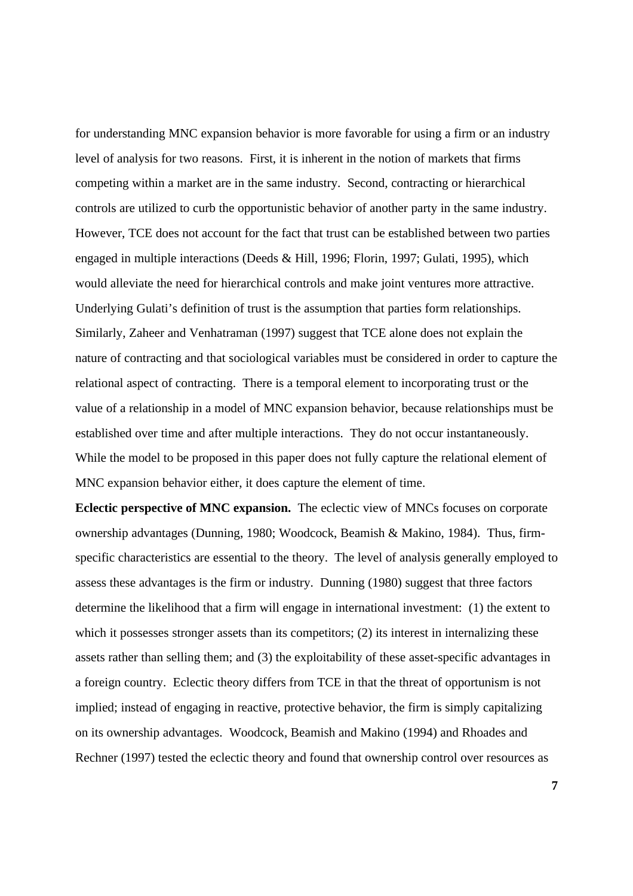for understanding MNC expansion behavior is more favorable for using a firm or an industry level of analysis for two reasons. First, it is inherent in the notion of markets that firms competing within a market are in the same industry. Second, contracting or hierarchical controls are utilized to curb the opportunistic behavior of another party in the same industry. However, TCE does not account for the fact that trust can be established between two parties engaged in multiple interactions (Deeds & Hill, 1996; Florin, 1997; Gulati, 1995), which would alleviate the need for hierarchical controls and make joint ventures more attractive. Underlying Gulati's definition of trust is the assumption that parties form relationships. Similarly, Zaheer and Venhatraman (1997) suggest that TCE alone does not explain the nature of contracting and that sociological variables must be considered in order to capture the relational aspect of contracting. There is a temporal element to incorporating trust or the value of a relationship in a model of MNC expansion behavior, because relationships must be established over time and after multiple interactions. They do not occur instantaneously. While the model to be proposed in this paper does not fully capture the relational element of MNC expansion behavior either, it does capture the element of time.

**Eclectic perspective of MNC expansion.** The eclectic view of MNCs focuses on corporate ownership advantages (Dunning, 1980; Woodcock, Beamish & Makino, 1984). Thus, firm-specific characteristics are essential to the theory. The level of analysis generally employed to assess these advantages is the firm or industry. Dunning (1980) suggest that three factors determine the likelihood that a firm will engage in international investment: (1) the extent to which it possesses stronger assets than its competitors; (2) its interest in internalizing these assets rather than selling them; and (3) the exploitability of these asset-specific advantages in a foreign country. Eclectic theory differs from TCE in that the threat of opportunism is not implied; instead of engaging in reactive, protective behavior, the firm is simply capitalizing on its ownership advantages. Woodcock, Beamish and Makino (1994) and Rhoades and Rechner (1997) tested the eclectic theory and found that ownership control over resources as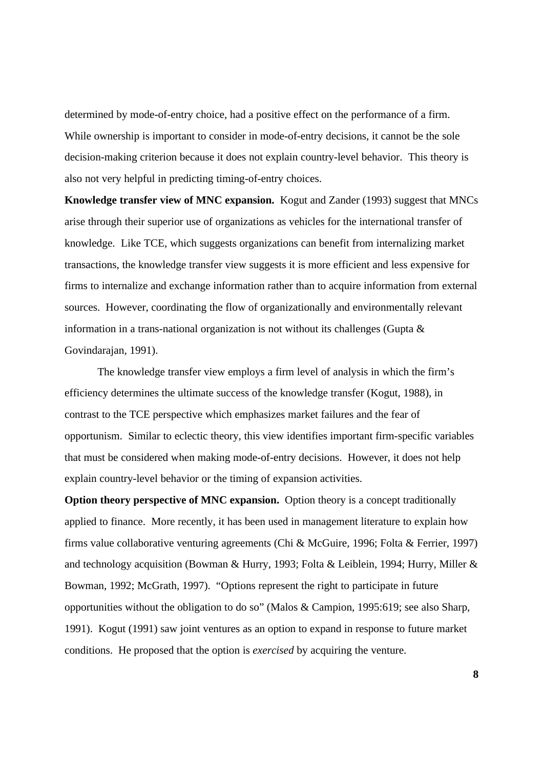determined by mode-of-entry choice, had a positive effect on the performance of a firm. While ownership is important to consider in mode-of-entry decisions, it cannot be the sole decision-making criterion because it does not explain country-level behavior. This theory is also not very helpful in predicting timing-of-entry choices.

**Knowledge transfer view of MNC expansion.** Kogut and Zander (1993) suggest that MNCs arise through their superior use of organizations as vehicles for the international transfer of knowledge. Like TCE, which suggests organizations can benefit from internalizing market transactions, the knowledge transfer view suggests it is more efficient and less expensive for firms to internalize and exchange information rather than to acquire information from external sources. However, coordinating the flow of organizationally and environmentally relevant information in a trans-national organization is not without its challenges (Gupta & Govindarajan, 1991).

The knowledge transfer view employs a firm level of analysis in which the firm's efficiency determines the ultimate success of the knowledge transfer (Kogut, 1988), in contrast to the TCE perspective which emphasizes market failures and the fear of opportunism. Similar to eclectic theory, this view identifies important firm-specific variables that must be considered when making mode-of-entry decisions. However, it does not help explain country-level behavior or the timing of expansion activities.

**Option theory perspective of MNC expansion.** Option theory is a concept traditionally applied to finance. More recently, it has been used in management literature to explain how firms value collaborative venturing agreements (Chi & McGuire, 1996; Folta & Ferrier, 1997) and technology acquisition (Bowman & Hurry, 1993; Folta & Leiblein, 1994; Hurry, Miller & Bowman, 1992; McGrath, 1997). "Options represent the right to participate in future opportunities without the obligation to do so" (Malos & Campion, 1995:619; see also Sharp, 1991). Kogut (1991) saw joint ventures as an option to expand in response to future market conditions. He proposed that the option is *exercised* by acquiring the venture.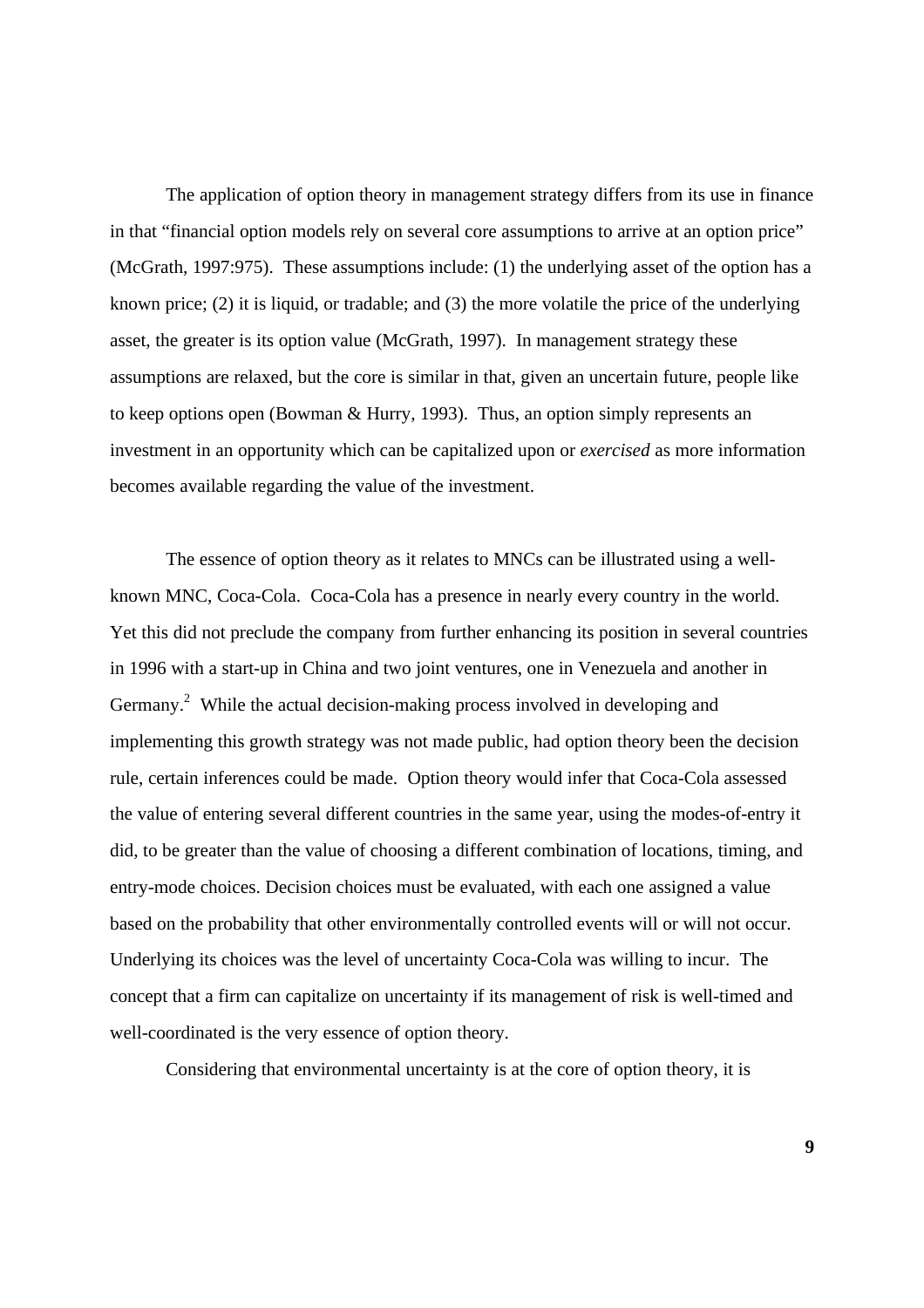The application of option theory in management strategy differs from its use in finance in that "financial option models rely on several core assumptions to arrive at an option price" (McGrath, 1997:975). These assumptions include: (1) the underlying asset of the option has a known price; (2) it is liquid, or tradable; and (3) the more volatile the price of the underlying asset, the greater is its option value (McGrath, 1997). In management strategy these assumptions are relaxed, but the core is similar in that, given an uncertain future, people like to keep options open (Bowman & Hurry, 1993). Thus, an option simply represents an investment in an opportunity which can be capitalized upon or *exercised* as more information becomes available regarding the value of the investment.

The essence of option theory as it relates to MNCs can be illustrated using a well-known MNC, Coca-Cola. Coca-Cola has a presence in nearly every country in the world. Yet this did not preclude the company from further enhancing its position in several countries in 1996 with a start-up in China and two joint ventures, one in Venezuela and another in Germany.[2] While the actual decision-making process involved in developing and implementing this growth strategy was not made public, had option theory been the decision rule, certain inferences could be made. Option theory would infer that Coca-Cola assessed the value of entering several different countries in the same year, using the modes-of-entry it did, to be greater than the value of choosing a different combination of locations, timing, and entry-mode choices. Decision choices must be evaluated, with each one assigned a value based on the probability that other environmentally controlled events will or will not occur. Underlying its choices was the level of uncertainty Coca-Cola was willing to incur. The concept that a firm can capitalize on uncertainty if its management of risk is well-timed and well-coordinated is the very essence of option theory.

Considering that environmental uncertainty is at the core of option theory, it is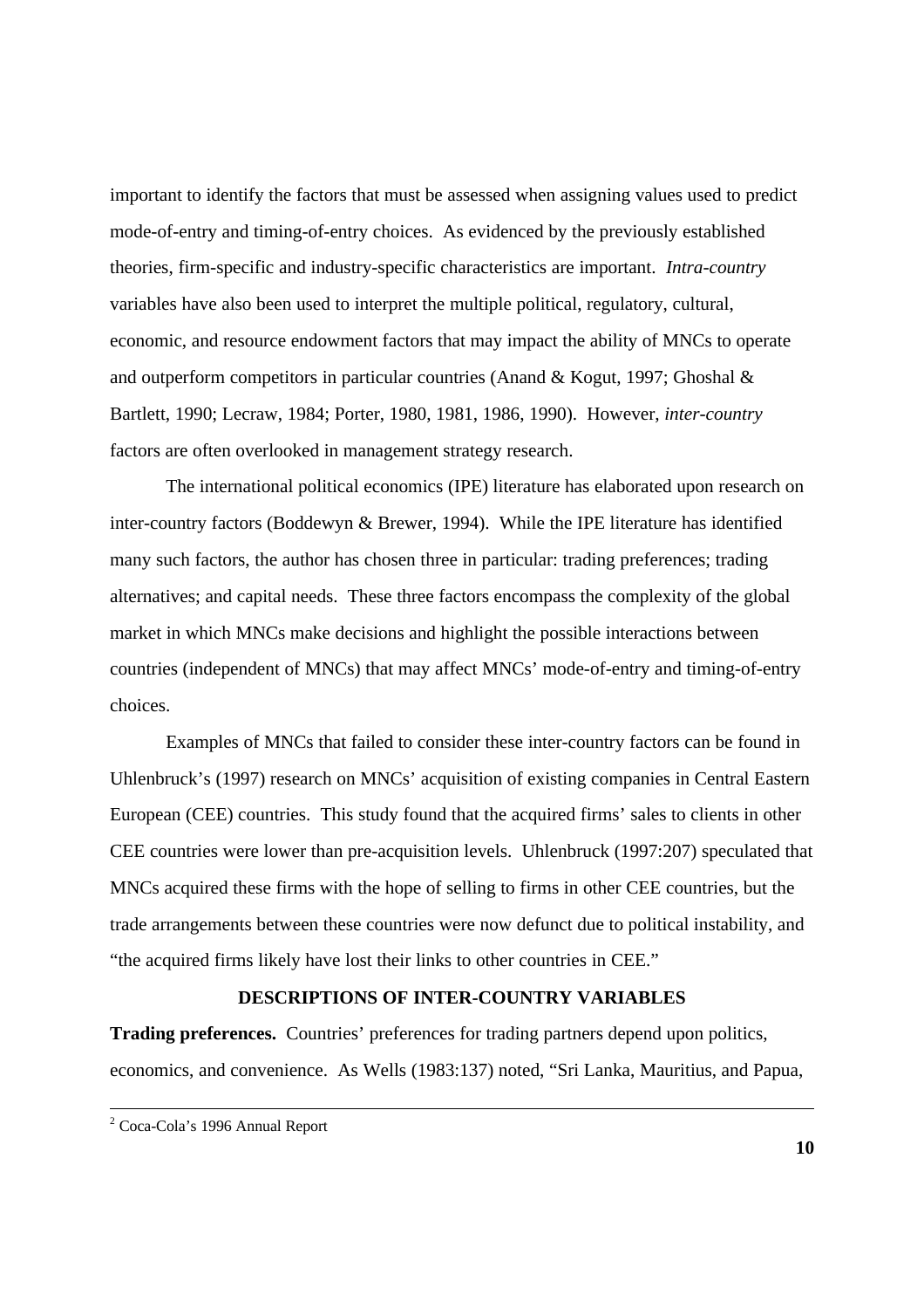important to identify the factors that must be assessed when assigning values used to predict mode-of-entry and timing-of-entry choices. As evidenced by the previously established theories, firm-specific and industry-specific characteristics are important. *Intra-country* variables have also been used to interpret the multiple political, regulatory, cultural, economic, and resource endowment factors that may impact the ability of MNCs to operate and outperform competitors in particular countries (Anand & Kogut, 1997; Ghoshal & Bartlett, 1990; Lecraw, 1984; Porter, 1980, 1981, 1986, 1990). However, *inter-country* factors are often overlooked in management strategy research.

The international political economics (IPE) literature has elaborated upon research on inter-country factors (Boddewyn & Brewer, 1994). While the IPE literature has identified many such factors, the author has chosen three in particular: trading preferences; trading alternatives; and capital needs. These three factors encompass the complexity of the global market in which MNCs make decisions and highlight the possible interactions between countries (independent of MNCs) that may affect MNCs' mode-of-entry and timing-of-entry choices.

Examples of MNCs that failed to consider these inter-country factors can be found in Uhlenbruck's (1997) research on MNCs' acquisition of existing companies in Central Eastern European (CEE) countries. This study found that the acquired firms' sales to clients in other CEE countries were lower than pre-acquisition levels. Uhlenbruck (1997:207) speculated that MNCs acquired these firms with the hope of selling to firms in other CEE countries, but the trade arrangements between these countries were now defunct due to political instability, and "the acquired firms likely have lost their links to other countries in CEE."

## DESCRIPTIONS OF INTER-COUNTRY VARIABLES

**Trading preferences.** Countries' preferences for trading partners depend upon politics, economics, and convenience. As Wells (1983:137) noted, "Sri Lanka, Mauritius, and Papua,

---

[2] Coca-Cola's 1996 Annual Report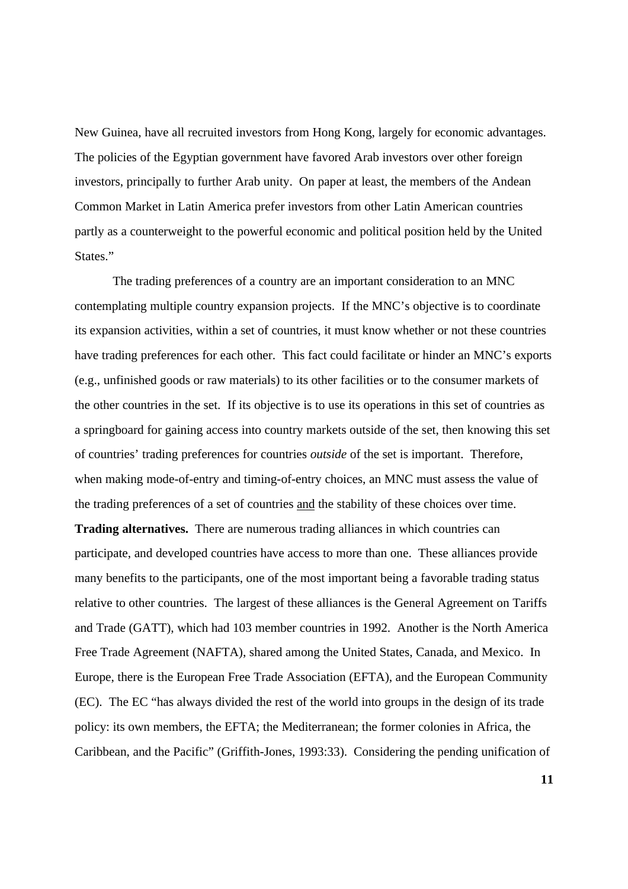New Guinea, have all recruited investors from Hong Kong, largely for economic advantages. The policies of the Egyptian government have favored Arab investors over other foreign investors, principally to further Arab unity. On paper at least, the members of the Andean Common Market in Latin America prefer investors from other Latin American countries partly as a counterweight to the powerful economic and political position held by the United States."

The trading preferences of a country are an important consideration to an MNC contemplating multiple country expansion projects. If the MNC's objective is to coordinate its expansion activities, within a set of countries, it must know whether or not these countries have trading preferences for each other. This fact could facilitate or hinder an MNC's exports (e.g., unfinished goods or raw materials) to its other facilities or to the consumer markets of the other countries in the set. If its objective is to use its operations in this set of countries as a springboard for gaining access into country markets outside of the set, then knowing this set of countries' trading preferences for countries *outside* of the set is important. Therefore, when making mode-of-entry and timing-of-entry choices, an MNC must assess the value of the trading preferences of a set of countries <u>and</u> the stability of these choices over time.

**Trading alternatives.** There are numerous trading alliances in which countries can participate, and developed countries have access to more than one. These alliances provide many benefits to the participants, one of the most important being a favorable trading status relative to other countries. The largest of these alliances is the General Agreement on Tariffs and Trade (GATT), which had 103 member countries in 1992. Another is the North America Free Trade Agreement (NAFTA), shared among the United States, Canada, and Mexico. In Europe, there is the European Free Trade Association (EFTA), and the European Community (EC). The EC "has always divided the rest of the world into groups in the design of its trade policy: its own members, the EFTA; the Mediterranean; the former colonies in Africa, the Caribbean, and the Pacific" (Griffith-Jones, 1993:33). Considering the pending unification of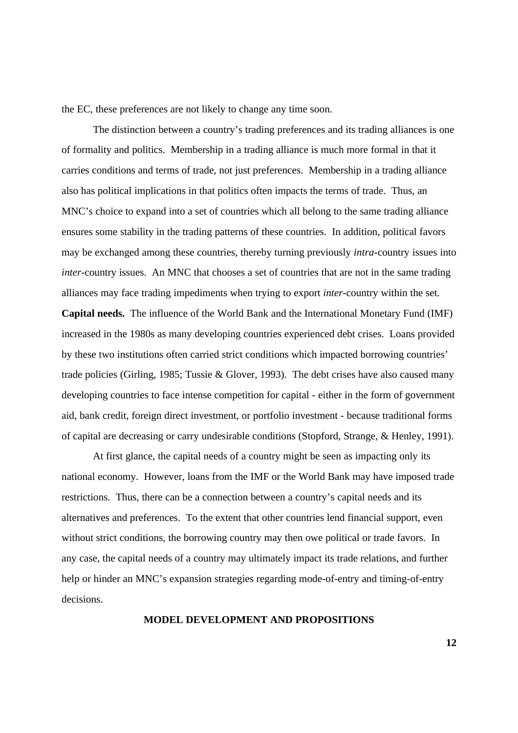the EC, these preferences are not likely to change any time soon.

The distinction between a country's trading preferences and its trading alliances is one of formality and politics. Membership in a trading alliance is much more formal in that it carries conditions and terms of trade, not just preferences. Membership in a trading alliance also has political implications in that politics often impacts the terms of trade. Thus, an MNC's choice to expand into a set of countries which all belong to the same trading alliance ensures some stability in the trading patterns of these countries. In addition, political favors may be exchanged among these countries, thereby turning previously *intra*-country issues into *inter*-country issues. An MNC that chooses a set of countries that are not in the same trading alliances may face trading impediments when trying to export *inter*-country within the set.

**Capital needs.** The influence of the World Bank and the International Monetary Fund (IMF) increased in the 1980s as many developing countries experienced debt crises. Loans provided by these two institutions often carried strict conditions which impacted borrowing countries' trade policies (Girling, 1985; Tussie & Glover, 1993). The debt crises have also caused many developing countries to face intense competition for capital - either in the form of government aid, bank credit, foreign direct investment, or portfolio investment - because traditional forms of capital are decreasing or carry undesirable conditions (Stopford, Strange, & Henley, 1991).

At first glance, the capital needs of a country might be seen as impacting only its national economy. However, loans from the IMF or the World Bank may have imposed trade restrictions. Thus, there can be a connection between a country's capital needs and its alternatives and preferences. To the extent that other countries lend financial support, even without strict conditions, the borrowing country may then owe political or trade favors. In any case, the capital needs of a country may ultimately impact its trade relations, and further help or hinder an MNC's expansion strategies regarding mode-of-entry and timing-of-entry decisions.

## MODEL DEVELOPMENT AND PROPOSITIONS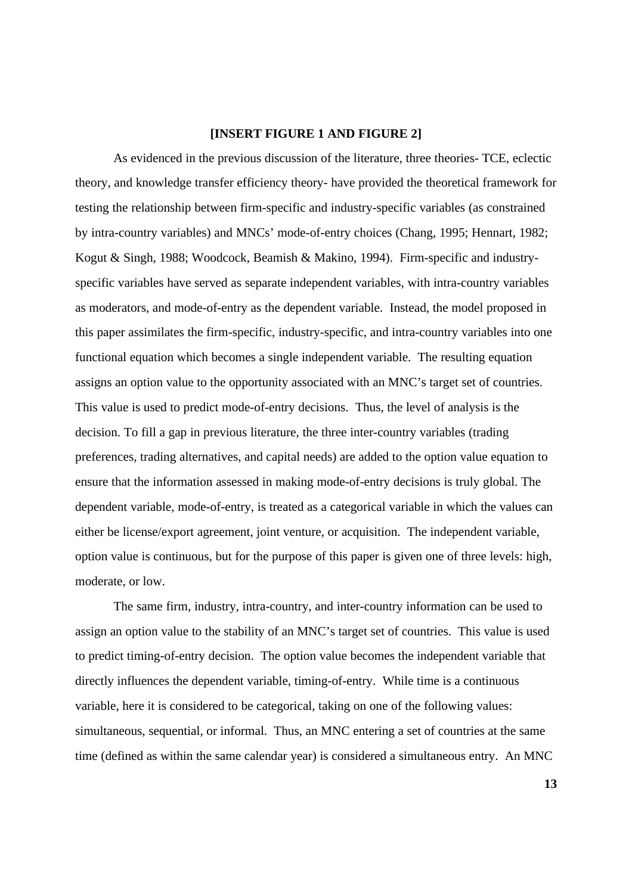**[INSERT FIGURE 1 AND FIGURE 2]**

As evidenced in the previous discussion of the literature, three theories- TCE, eclectic theory, and knowledge transfer efficiency theory- have provided the theoretical framework for testing the relationship between firm-specific and industry-specific variables (as constrained by intra-country variables) and MNCs' mode-of-entry choices (Chang, 1995; Hennart, 1982; Kogut & Singh, 1988; Woodcock, Beamish & Makino, 1994). Firm-specific and industry-specific variables have served as separate independent variables, with intra-country variables as moderators, and mode-of-entry as the dependent variable. Instead, the model proposed in this paper assimilates the firm-specific, industry-specific, and intra-country variables into one functional equation which becomes a single independent variable. The resulting equation assigns an option value to the opportunity associated with an MNC's target set of countries. This value is used to predict mode-of-entry decisions. Thus, the level of analysis is the decision. To fill a gap in previous literature, the three inter-country variables (trading preferences, trading alternatives, and capital needs) are added to the option value equation to ensure that the information assessed in making mode-of-entry decisions is truly global. The dependent variable, mode-of-entry, is treated as a categorical variable in which the values can either be license/export agreement, joint venture, or acquisition. The independent variable, option value is continuous, but for the purpose of this paper is given one of three levels: high, moderate, or low.

The same firm, industry, intra-country, and inter-country information can be used to assign an option value to the stability of an MNC's target set of countries. This value is used to predict timing-of-entry decision. The option value becomes the independent variable that directly influences the dependent variable, timing-of-entry. While time is a continuous variable, here it is considered to be categorical, taking on one of the following values: simultaneous, sequential, or informal. Thus, an MNC entering a set of countries at the same time (defined as within the same calendar year) is considered a simultaneous entry. An MNC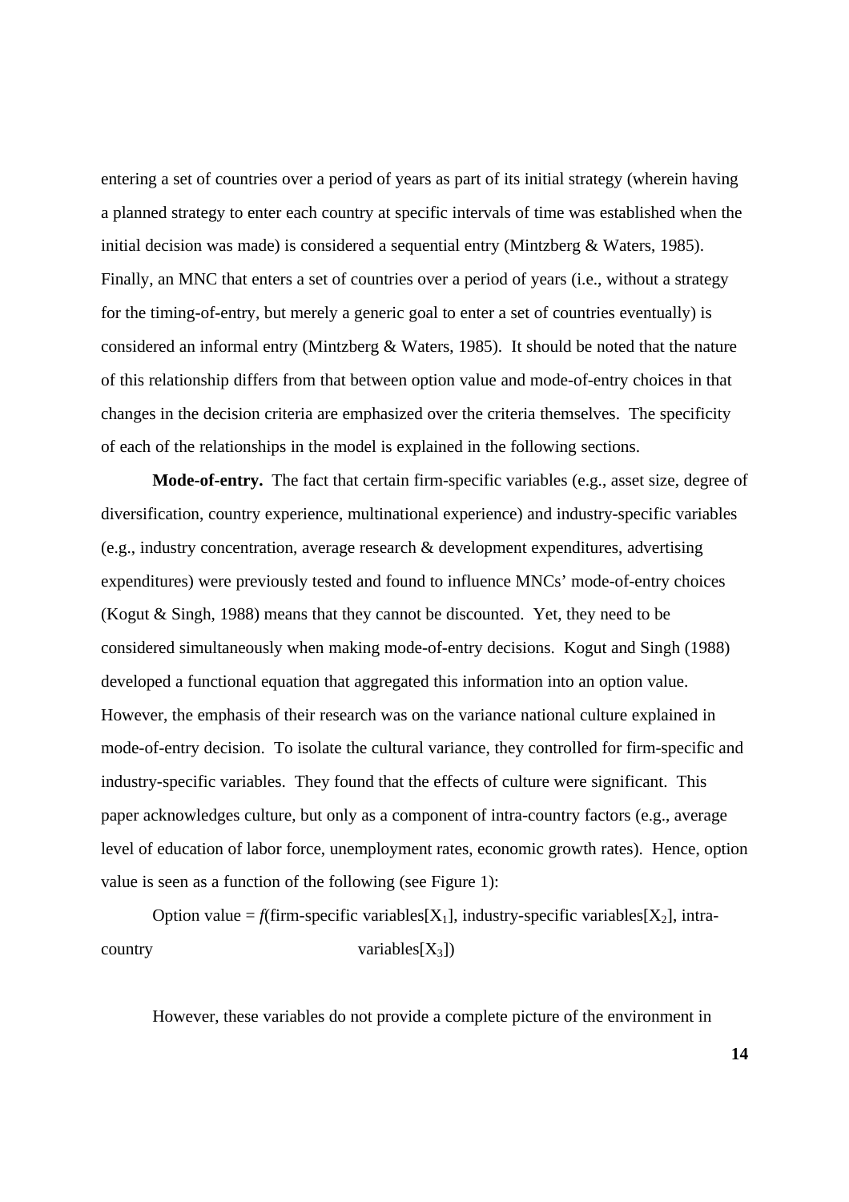entering a set of countries over a period of years as part of its initial strategy (wherein having a planned strategy to enter each country at specific intervals of time was established when the initial decision was made) is considered a sequential entry (Mintzberg & Waters, 1985). Finally, an MNC that enters a set of countries over a period of years (i.e., without a strategy for the timing-of-entry, but merely a generic goal to enter a set of countries eventually) is considered an informal entry (Mintzberg & Waters, 1985). It should be noted that the nature of this relationship differs from that between option value and mode-of-entry choices in that changes in the decision criteria are emphasized over the criteria themselves. The specificity of each of the relationships in the model is explained in the following sections.

**Mode-of-entry.** The fact that certain firm-specific variables (e.g., asset size, degree of diversification, country experience, multinational experience) and industry-specific variables (e.g., industry concentration, average research & development expenditures, advertising expenditures) were previously tested and found to influence MNCs' mode-of-entry choices (Kogut & Singh, 1988) means that they cannot be discounted. Yet, they need to be considered simultaneously when making mode-of-entry decisions. Kogut and Singh (1988) developed a functional equation that aggregated this information into an option value. However, the emphasis of their research was on the variance national culture explained in mode-of-entry decision. To isolate the cultural variance, they controlled for firm-specific and industry-specific variables. They found that the effects of culture were significant. This paper acknowledges culture, but only as a component of intra-country factors (e.g., average level of education of labor force, unemployment rates, economic growth rates). Hence, option value is seen as a function of the following (see Figure 1):

Option value = $f$(firm-specific variables[$X_1$], industry-specific variables[$X_2$], intra-country variables[$X_3$])

However, these variables do not provide a complete picture of the environment in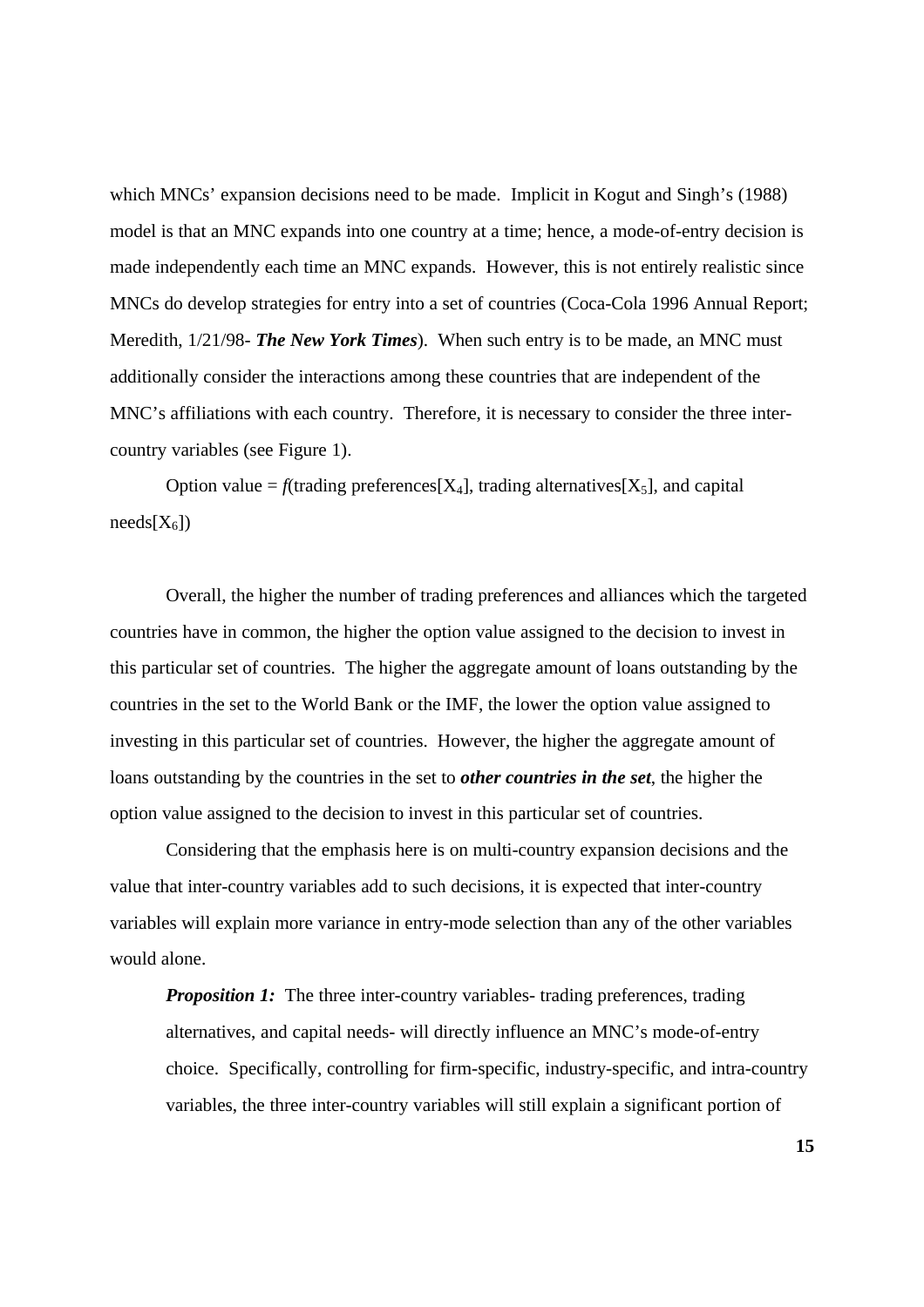which MNCs' expansion decisions need to be made. Implicit in Kogut and Singh's (1988) model is that an MNC expands into one country at a time; hence, a mode-of-entry decision is made independently each time an MNC expands. However, this is not entirely realistic since MNCs do develop strategies for entry into a set of countries (Coca-Cola 1996 Annual Report; Meredith, 1/21/98- ***The New York Times***). When such entry is to be made, an MNC must additionally consider the interactions among these countries that are independent of the MNC's affiliations with each country. Therefore, it is necessary to consider the three inter-country variables (see Figure 1).

Option value = *f*(trading preferences[$X_4$], trading alternatives[$X_5$], and capital needs[$X_6$])

Overall, the higher the number of trading preferences and alliances which the targeted countries have in common, the higher the option value assigned to the decision to invest in this particular set of countries. The higher the aggregate amount of loans outstanding by the countries in the set to the World Bank or the IMF, the lower the option value assigned to investing in this particular set of countries. However, the higher the aggregate amount of loans outstanding by the countries in the set to ***other countries in the set***, the higher the option value assigned to the decision to invest in this particular set of countries.

Considering that the emphasis here is on multi-country expansion decisions and the value that inter-country variables add to such decisions, it is expected that inter-country variables will explain more variance in entry-mode selection than any of the other variables would alone.

> ***Proposition 1:*** The three inter-country variables- trading preferences, trading alternatives, and capital needs- will directly influence an MNC's mode-of-entry choice. Specifically, controlling for firm-specific, industry-specific, and intra-country variables, the three inter-country variables will still explain a significant portion of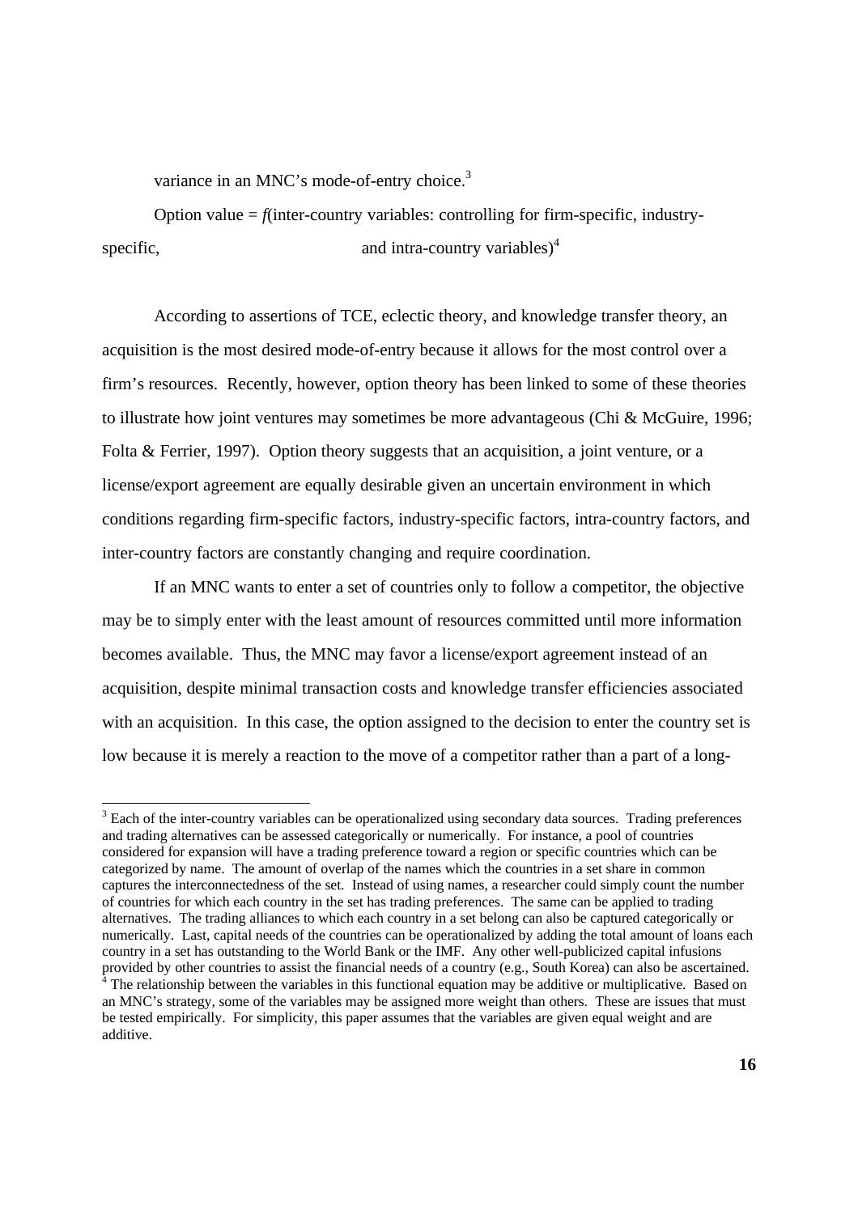variance in an MNC's mode-of-entry choice.[3]

Option value = *f*(inter-country variables: controlling for firm-specific, industry-specific, and intra-country variables)[4]

According to assertions of TCE, eclectic theory, and knowledge transfer theory, an acquisition is the most desired mode-of-entry because it allows for the most control over a firm's resources. Recently, however, option theory has been linked to some of these theories to illustrate how joint ventures may sometimes be more advantageous (Chi & McGuire, 1996; Folta & Ferrier, 1997). Option theory suggests that an acquisition, a joint venture, or a license/export agreement are equally desirable given an uncertain environment in which conditions regarding firm-specific factors, industry-specific factors, intra-country factors, and inter-country factors are constantly changing and require coordination.

If an MNC wants to enter a set of countries only to follow a competitor, the objective may be to simply enter with the least amount of resources committed until more information becomes available. Thus, the MNC may favor a license/export agreement instead of an acquisition, despite minimal transaction costs and knowledge transfer efficiencies associated with an acquisition. In this case, the option assigned to the decision to enter the country set is low because it is merely a reaction to the move of a competitor rather than a part of a long-

---

[3] Each of the inter-country variables can be operationalized using secondary data sources. Trading preferences and trading alternatives can be assessed categorically or numerically. For instance, a pool of countries considered for expansion will have a trading preference toward a region or specific countries which can be categorized by name. The amount of overlap of the names which the countries in a set share in common captures the interconnectedness of the set. Instead of using names, a researcher could simply count the number of countries for which each country in the set has trading preferences. The same can be applied to trading alternatives. The trading alliances to which each country in a set belong can also be captured categorically or numerically. Last, capital needs of the countries can be operationalized by adding the total amount of loans each country in a set has outstanding to the World Bank or the IMF. Any other well-publicized capital infusions provided by other countries to assist the financial needs of a country (e.g., South Korea) can also be ascertained.

[4] The relationship between the variables in this functional equation may be additive or multiplicative. Based on an MNC's strategy, some of the variables may be assigned more weight than others. These are issues that must be tested empirically. For simplicity, this paper assumes that the variables are given equal weight and are additive.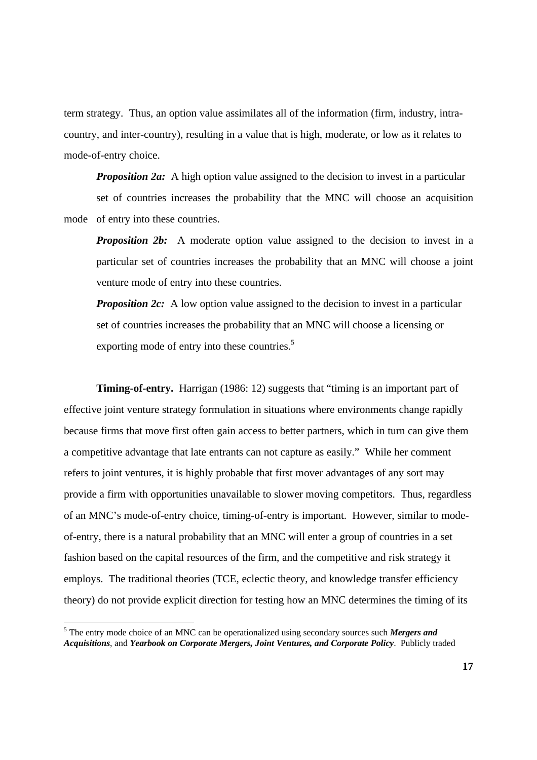term strategy. Thus, an option value assimilates all of the information (firm, industry, intra-country, and inter-country), resulting in a value that is high, moderate, or low as it relates to mode-of-entry choice.

***Proposition 2a:*** A high option value assigned to the decision to invest in a particular set of countries increases the probability that the MNC will choose an acquisition mode of entry into these countries.

***Proposition 2b:*** A moderate option value assigned to the decision to invest in a particular set of countries increases the probability that an MNC will choose a joint venture mode of entry into these countries.

***Proposition 2c:*** A low option value assigned to the decision to invest in a particular set of countries increases the probability that an MNC will choose a licensing or exporting mode of entry into these countries.[5]

**Timing-of-entry.** Harrigan (1986: 12) suggests that "timing is an important part of effective joint venture strategy formulation in situations where environments change rapidly because firms that move first often gain access to better partners, which in turn can give them a competitive advantage that late entrants can not capture as easily." While her comment refers to joint ventures, it is highly probable that first mover advantages of any sort may provide a firm with opportunities unavailable to slower moving competitors. Thus, regardless of an MNC's mode-of-entry choice, timing-of-entry is important. However, similar to mode-of-entry, there is a natural probability that an MNC will enter a group of countries in a set fashion based on the capital resources of the firm, and the competitive and risk strategy it employs. The traditional theories (TCE, eclectic theory, and knowledge transfer efficiency theory) do not provide explicit direction for testing how an MNC determines the timing of its

[5] The entry mode choice of an MNC can be operationalized using secondary sources such ***Mergers and Acquisitions***, and ***Yearbook on Corporate Mergers, Joint Ventures, and Corporate Policy***. Publicly traded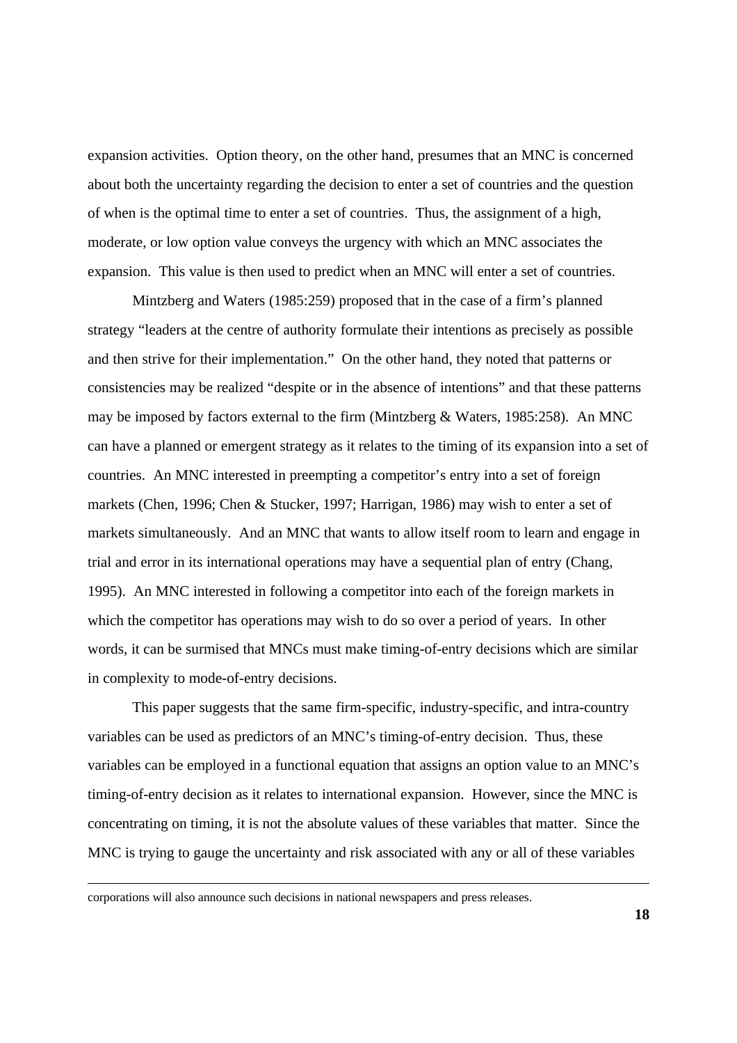expansion activities. Option theory, on the other hand, presumes that an MNC is concerned about both the uncertainty regarding the decision to enter a set of countries and the question of when is the optimal time to enter a set of countries. Thus, the assignment of a high, moderate, or low option value conveys the urgency with which an MNC associates the expansion. This value is then used to predict when an MNC will enter a set of countries.

Mintzberg and Waters (1985:259) proposed that in the case of a firm's planned strategy "leaders at the centre of authority formulate their intentions as precisely as possible and then strive for their implementation." On the other hand, they noted that patterns or consistencies may be realized "despite or in the absence of intentions" and that these patterns may be imposed by factors external to the firm (Mintzberg & Waters, 1985:258). An MNC can have a planned or emergent strategy as it relates to the timing of its expansion into a set of countries. An MNC interested in preempting a competitor's entry into a set of foreign markets (Chen, 1996; Chen & Stucker, 1997; Harrigan, 1986) may wish to enter a set of markets simultaneously. And an MNC that wants to allow itself room to learn and engage in trial and error in its international operations may have a sequential plan of entry (Chang, 1995). An MNC interested in following a competitor into each of the foreign markets in which the competitor has operations may wish to do so over a period of years. In other words, it can be surmised that MNCs must make timing-of-entry decisions which are similar in complexity to mode-of-entry decisions.

This paper suggests that the same firm-specific, industry-specific, and intra-country variables can be used as predictors of an MNC's timing-of-entry decision. Thus, these variables can be employed in a functional equation that assigns an option value to an MNC's timing-of-entry decision as it relates to international expansion. However, since the MNC is concentrating on timing, it is not the absolute values of these variables that matter. Since the MNC is trying to gauge the uncertainty and risk associated with any or all of these variables

corporations will also announce such decisions in national newspapers and press releases.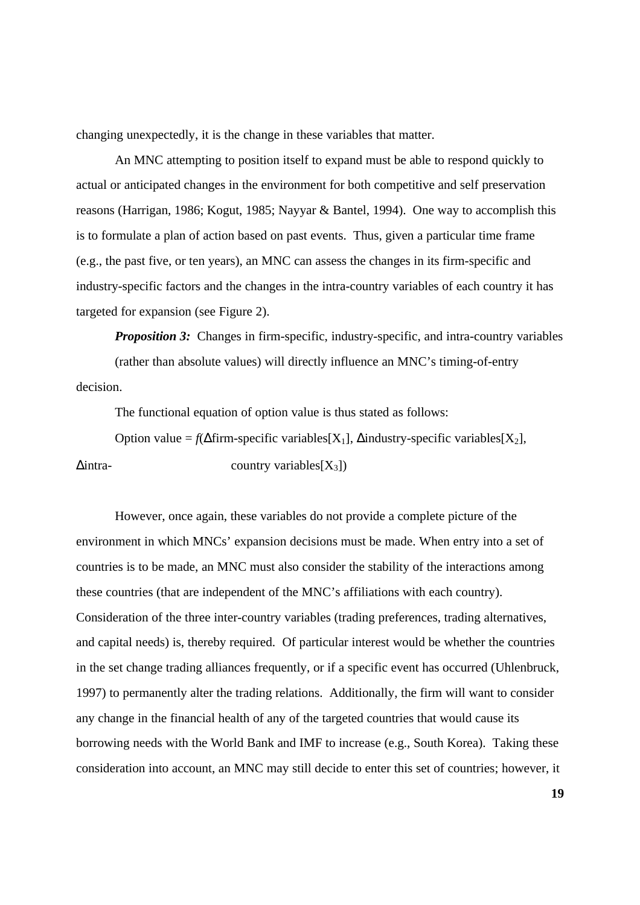changing unexpectedly, it is the change in these variables that matter.

An MNC attempting to position itself to expand must be able to respond quickly to actual or anticipated changes in the environment for both competitive and self preservation reasons (Harrigan, 1986; Kogut, 1985; Nayyar & Bantel, 1994). One way to accomplish this is to formulate a plan of action based on past events. Thus, given a particular time frame (e.g., the past five, or ten years), an MNC can assess the changes in its firm-specific and industry-specific factors and the changes in the intra-country variables of each country it has targeted for expansion (see Figure 2).

***Proposition 3:*** Changes in firm-specific, industry-specific, and intra-country variables (rather than absolute values) will directly influence an MNC's timing-of-entry decision.

The functional equation of option value is thus stated as follows:

Option value = $f$(Δfirm-specific variables[$X_1$], Δindustry-specific variables[$X_2$], Δintra-country variables[$X_3$])

However, once again, these variables do not provide a complete picture of the environment in which MNCs' expansion decisions must be made. When entry into a set of countries is to be made, an MNC must also consider the stability of the interactions among these countries (that are independent of the MNC's affiliations with each country). Consideration of the three inter-country variables (trading preferences, trading alternatives, and capital needs) is, thereby required. Of particular interest would be whether the countries in the set change trading alliances frequently, or if a specific event has occurred (Uhlenbruck, 1997) to permanently alter the trading relations. Additionally, the firm will want to consider any change in the financial health of any of the targeted countries that would cause its borrowing needs with the World Bank and IMF to increase (e.g., South Korea). Taking these consideration into account, an MNC may still decide to enter this set of countries; however, it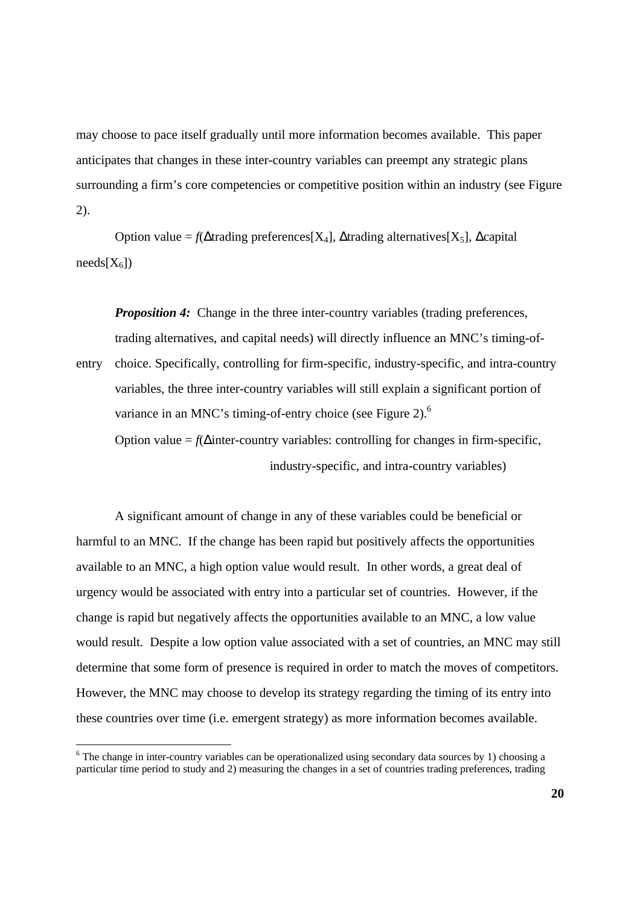may choose to pace itself gradually until more information becomes available. This paper anticipates that changes in these inter-country variables can preempt any strategic plans surrounding a firm's core competencies or competitive position within an industry (see Figure 2).

Option value = $f$(Δtrading preferences[$X_4$], Δtrading alternatives[$X_5$], Δcapital needs[$X_6$])

> ***Proposition 4:*** Change in the three inter-country variables (trading preferences, trading alternatives, and capital needs) will directly influence an MNC's timing-of-entry choice. Specifically, controlling for firm-specific, industry-specific, and intra-country variables, the three inter-country variables will still explain a significant portion of variance in an MNC's timing-of-entry choice (see Figure 2).[6]
>
> Option value = $f$(Δinter-country variables: controlling for changes in firm-specific, industry-specific, and intra-country variables)

A significant amount of change in any of these variables could be beneficial or harmful to an MNC. If the change has been rapid but positively affects the opportunities available to an MNC, a high option value would result. In other words, a great deal of urgency would be associated with entry into a particular set of countries. However, if the change is rapid but negatively affects the opportunities available to an MNC, a low value would result. Despite a low option value associated with a set of countries, an MNC may still determine that some form of presence is required in order to match the moves of competitors. However, the MNC may choose to develop its strategy regarding the timing of its entry into these countries over time (i.e. emergent strategy) as more information becomes available.

[6] The change in inter-country variables can be operationalized using secondary data sources by 1) choosing a particular time period to study and 2) measuring the changes in a set of countries trading preferences, trading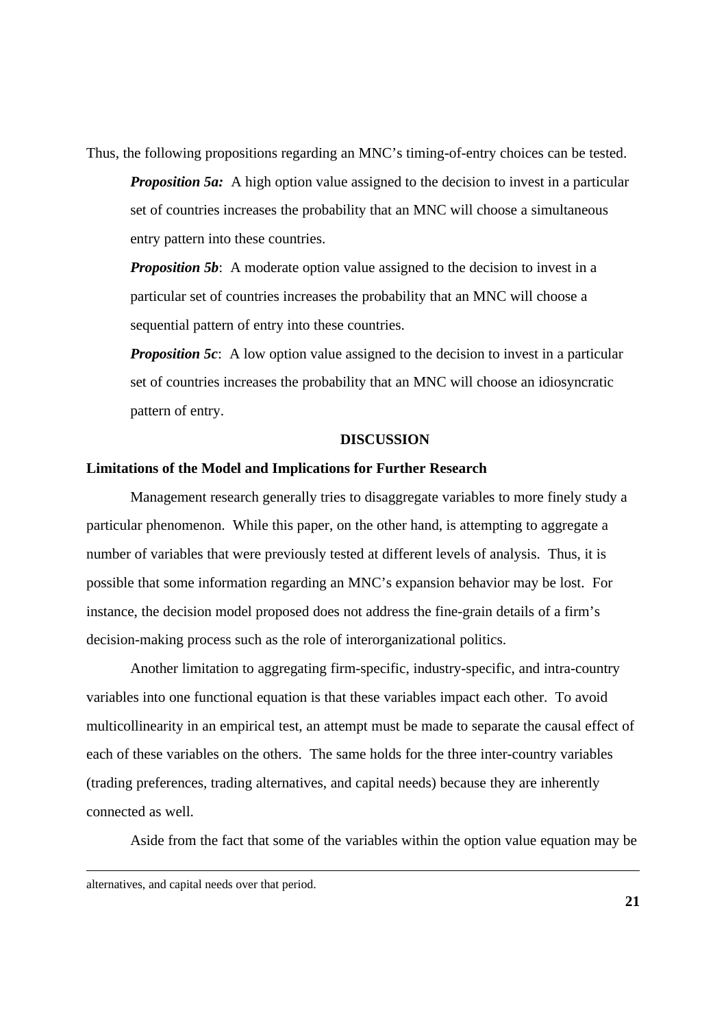Thus, the following propositions regarding an MNC's timing-of-entry choices can be tested.

> ***Proposition 5a:*** A high option value assigned to the decision to invest in a particular set of countries increases the probability that an MNC will choose a simultaneous entry pattern into these countries.
>
> ***Proposition 5b***: A moderate option value assigned to the decision to invest in a particular set of countries increases the probability that an MNC will choose a sequential pattern of entry into these countries.
>
> ***Proposition 5c***: A low option value assigned to the decision to invest in a particular set of countries increases the probability that an MNC will choose an idiosyncratic pattern of entry.

## DISCUSSION

### Limitations of the Model and Implications for Further Research

Management research generally tries to disaggregate variables to more finely study a particular phenomenon. While this paper, on the other hand, is attempting to aggregate a number of variables that were previously tested at different levels of analysis. Thus, it is possible that some information regarding an MNC's expansion behavior may be lost. For instance, the decision model proposed does not address the fine-grain details of a firm's decision-making process such as the role of interorganizational politics.

Another limitation to aggregating firm-specific, industry-specific, and intra-country variables into one functional equation is that these variables impact each other. To avoid multicollinearity in an empirical test, an attempt must be made to separate the causal effect of each of these variables on the others. The same holds for the three inter-country variables (trading preferences, trading alternatives, and capital needs) because they are inherently connected as well.

Aside from the fact that some of the variables within the option value equation may be

---

alternatives, and capital needs over that period.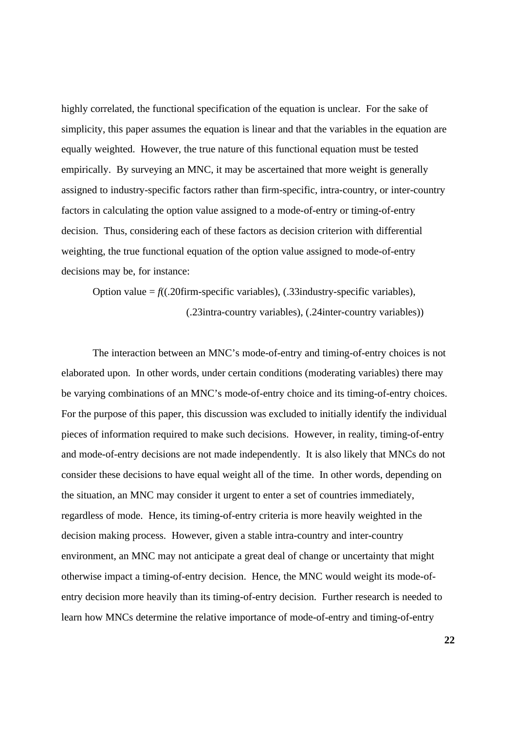highly correlated, the functional specification of the equation is unclear. For the sake of simplicity, this paper assumes the equation is linear and that the variables in the equation are equally weighted. However, the true nature of this functional equation must be tested empirically. By surveying an MNC, it may be ascertained that more weight is generally assigned to industry-specific factors rather than firm-specific, intra-country, or inter-country factors in calculating the option value assigned to a mode-of-entry or timing-of-entry decision. Thus, considering each of these factors as decision criterion with differential weighting, the true functional equation of the option value assigned to mode-of-entry decisions may be, for instance:

Option value = *f*((.20firm-specific variables), (.33industry-specific variables), (.23intra-country variables), (.24inter-country variables))

The interaction between an MNC's mode-of-entry and timing-of-entry choices is not elaborated upon. In other words, under certain conditions (moderating variables) there may be varying combinations of an MNC's mode-of-entry choice and its timing-of-entry choices. For the purpose of this paper, this discussion was excluded to initially identify the individual pieces of information required to make such decisions. However, in reality, timing-of-entry and mode-of-entry decisions are not made independently. It is also likely that MNCs do not consider these decisions to have equal weight all of the time. In other words, depending on the situation, an MNC may consider it urgent to enter a set of countries immediately, regardless of mode. Hence, its timing-of-entry criteria is more heavily weighted in the decision making process. However, given a stable intra-country and inter-country environment, an MNC may not anticipate a great deal of change or uncertainty that might otherwise impact a timing-of-entry decision. Hence, the MNC would weight its mode-of-entry decision more heavily than its timing-of-entry decision. Further research is needed to learn how MNCs determine the relative importance of mode-of-entry and timing-of-entry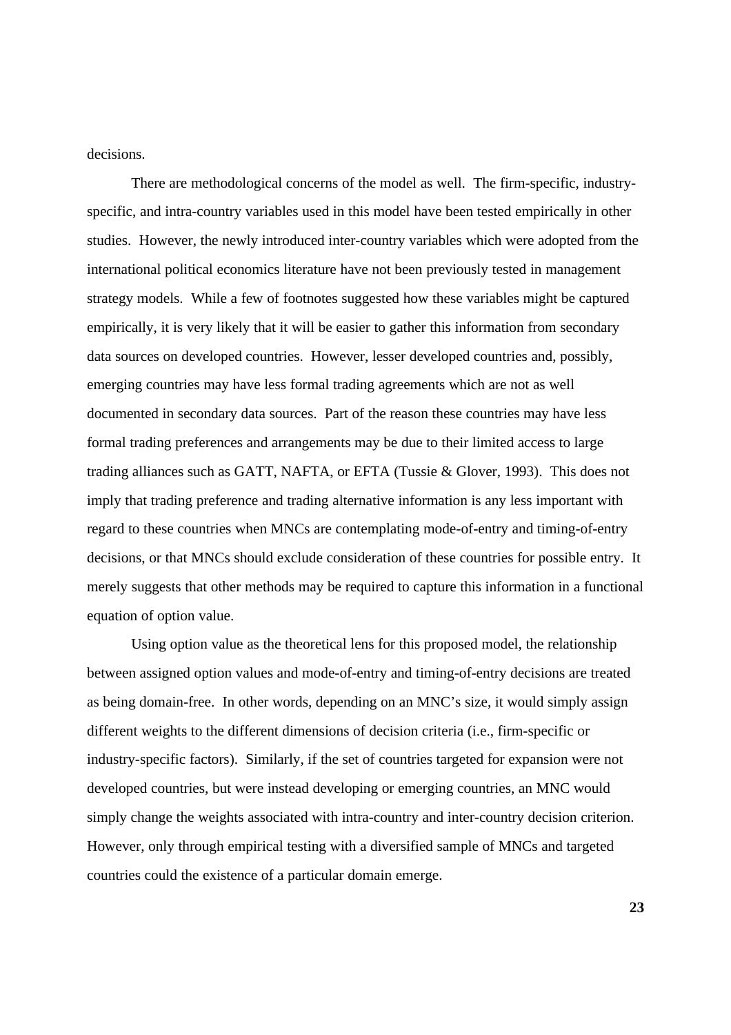decisions.

There are methodological concerns of the model as well. The firm-specific, industry-specific, and intra-country variables used in this model have been tested empirically in other studies. However, the newly introduced inter-country variables which were adopted from the international political economics literature have not been previously tested in management strategy models. While a few of footnotes suggested how these variables might be captured empirically, it is very likely that it will be easier to gather this information from secondary data sources on developed countries. However, lesser developed countries and, possibly, emerging countries may have less formal trading agreements which are not as well documented in secondary data sources. Part of the reason these countries may have less formal trading preferences and arrangements may be due to their limited access to large trading alliances such as GATT, NAFTA, or EFTA (Tussie & Glover, 1993). This does not imply that trading preference and trading alternative information is any less important with regard to these countries when MNCs are contemplating mode-of-entry and timing-of-entry decisions, or that MNCs should exclude consideration of these countries for possible entry. It merely suggests that other methods may be required to capture this information in a functional equation of option value.

Using option value as the theoretical lens for this proposed model, the relationship between assigned option values and mode-of-entry and timing-of-entry decisions are treated as being domain-free. In other words, depending on an MNC's size, it would simply assign different weights to the different dimensions of decision criteria (i.e., firm-specific or industry-specific factors). Similarly, if the set of countries targeted for expansion were not developed countries, but were instead developing or emerging countries, an MNC would simply change the weights associated with intra-country and inter-country decision criterion. However, only through empirical testing with a diversified sample of MNCs and targeted countries could the existence of a particular domain emerge.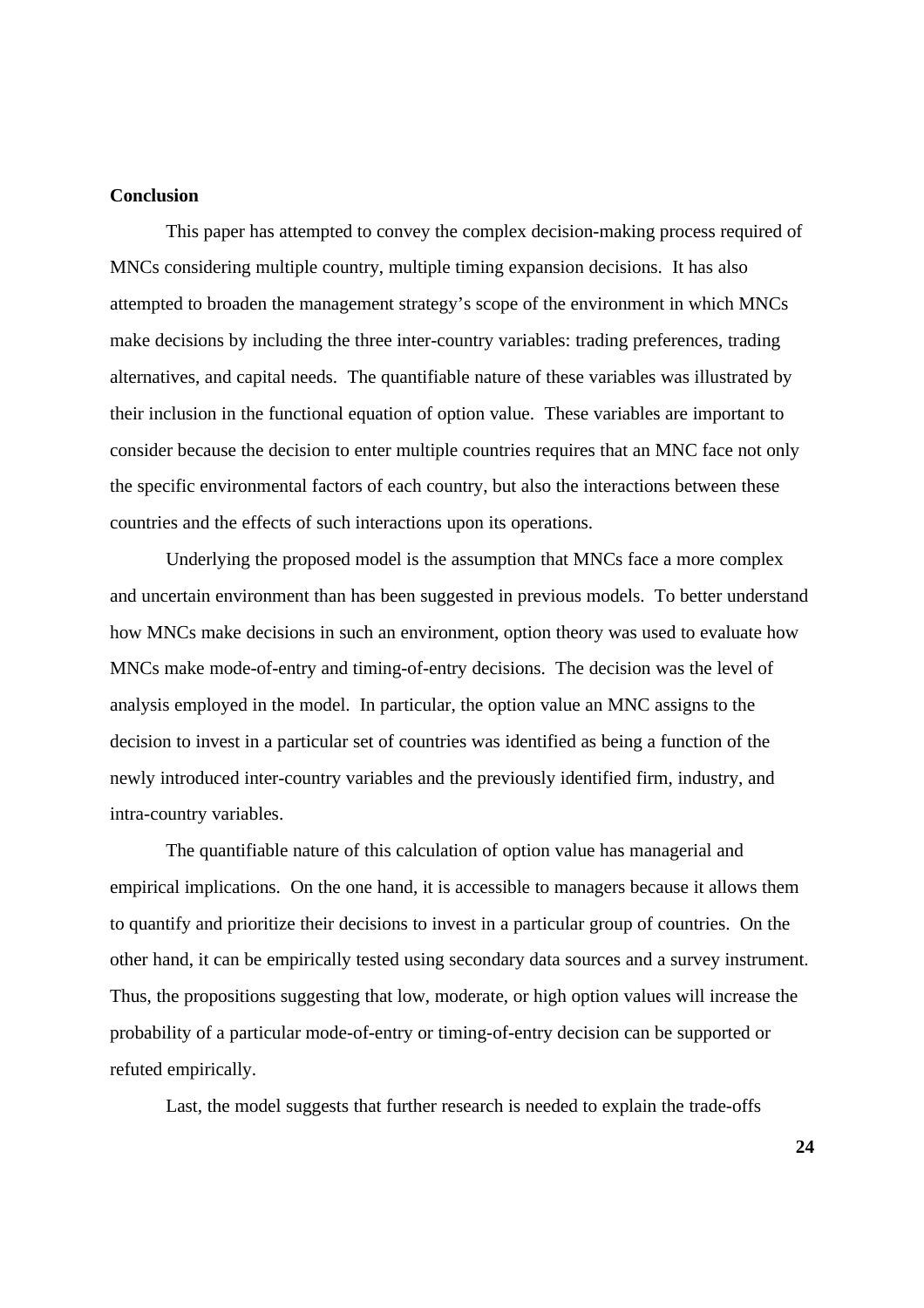**Conclusion**

This paper has attempted to convey the complex decision-making process required of MNCs considering multiple country, multiple timing expansion decisions. It has also attempted to broaden the management strategy's scope of the environment in which MNCs make decisions by including the three inter-country variables: trading preferences, trading alternatives, and capital needs. The quantifiable nature of these variables was illustrated by their inclusion in the functional equation of option value. These variables are important to consider because the decision to enter multiple countries requires that an MNC face not only the specific environmental factors of each country, but also the interactions between these countries and the effects of such interactions upon its operations.

Underlying the proposed model is the assumption that MNCs face a more complex and uncertain environment than has been suggested in previous models. To better understand how MNCs make decisions in such an environment, option theory was used to evaluate how MNCs make mode-of-entry and timing-of-entry decisions. The decision was the level of analysis employed in the model. In particular, the option value an MNC assigns to the decision to invest in a particular set of countries was identified as being a function of the newly introduced inter-country variables and the previously identified firm, industry, and intra-country variables.

The quantifiable nature of this calculation of option value has managerial and empirical implications. On the one hand, it is accessible to managers because it allows them to quantify and prioritize their decisions to invest in a particular group of countries. On the other hand, it can be empirically tested using secondary data sources and a survey instrument. Thus, the propositions suggesting that low, moderate, or high option values will increase the probability of a particular mode-of-entry or timing-of-entry decision can be supported or refuted empirically.

Last, the model suggests that further research is needed to explain the trade-offs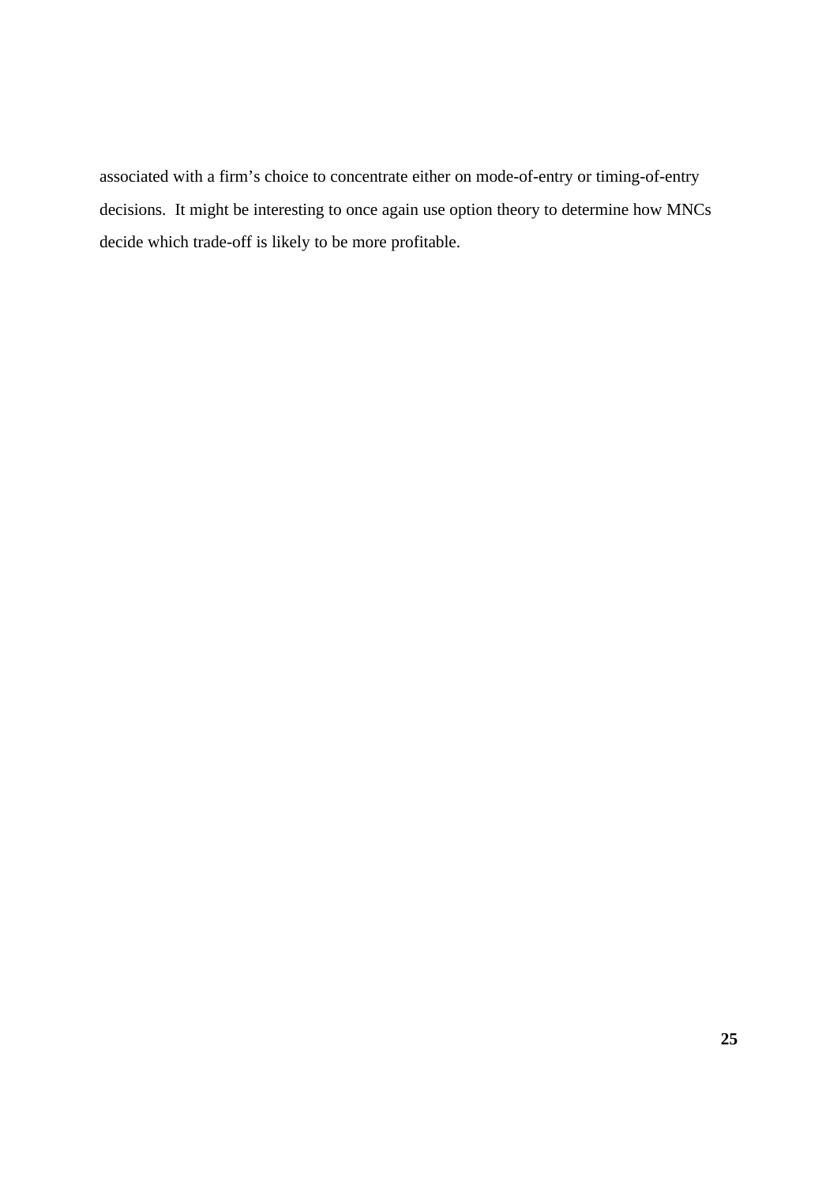associated with a firm's choice to concentrate either on mode-of-entry or timing-of-entry decisions. It might be interesting to once again use option theory to determine how MNCs decide which trade-off is likely to be more profitable.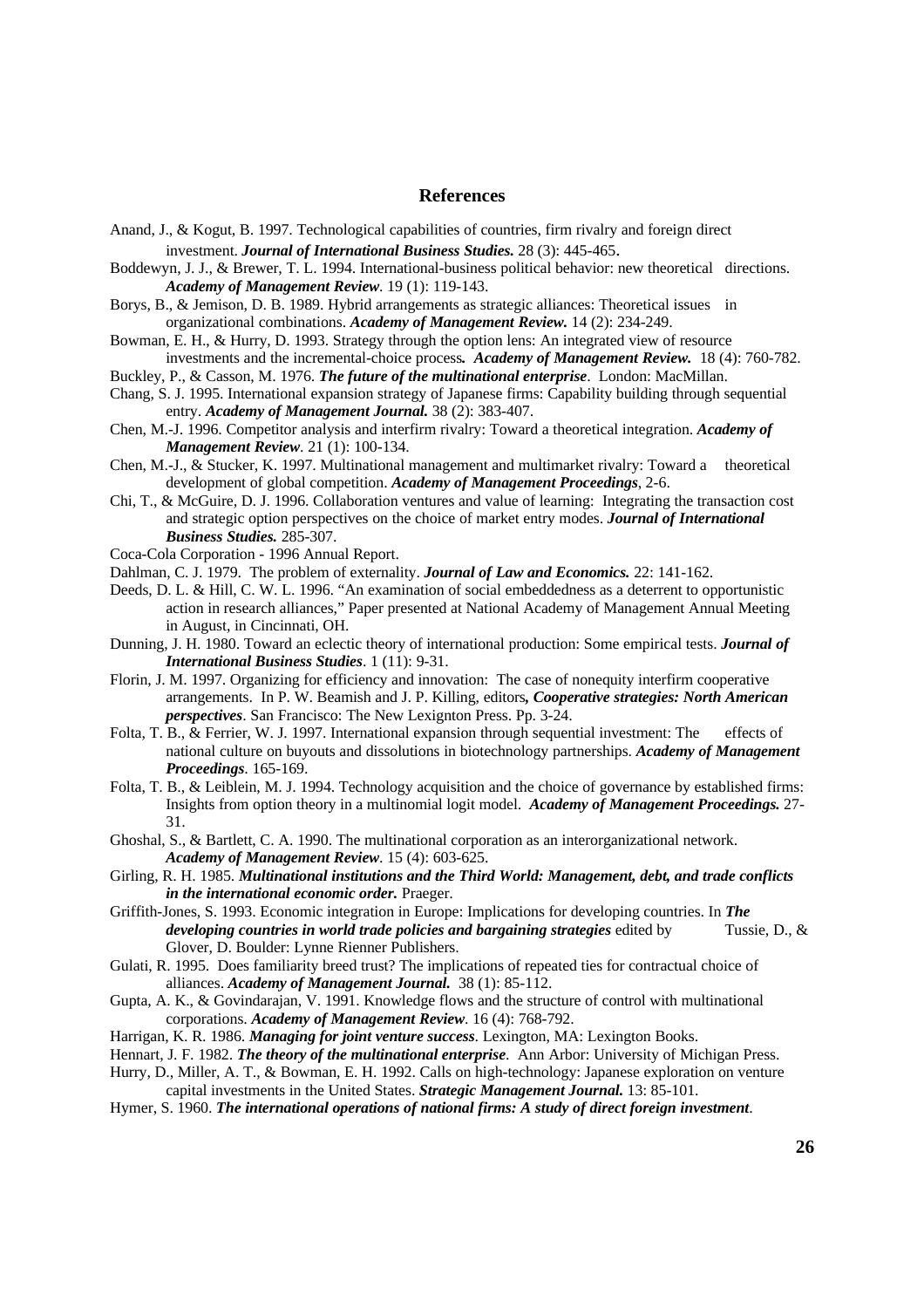## References

Anand, J., & Kogut, B. 1997. Technological capabilities of countries, firm rivalry and foreign direct investment. ***Journal of International Business Studies.*** 28 (3): 445-465.

Boddewyn, J. J., & Brewer, T. L. 1994. International-business political behavior: new theoretical directions. ***Academy of Management Review***. 19 (1): 119-143.

Borys, B., & Jemison, D. B. 1989. Hybrid arrangements as strategic alliances: Theoretical issues in organizational combinations. ***Academy of Management Review.*** 14 (2): 234-249.

Bowman, E. H., & Hurry, D. 1993. Strategy through the option lens: An integrated view of resource investments and the incremental-choice process***.*** ***Academy of Management Review.*** 18 (4): 760-782.

Buckley, P., & Casson, M. 1976. ***The future of the multinational enterprise***. London: MacMillan.

Chang, S. J. 1995. International expansion strategy of Japanese firms: Capability building through sequential entry. ***Academy of Management Journal.*** 38 (2): 383-407.

Chen, M.-J. 1996. Competitor analysis and interfirm rivalry: Toward a theoretical integration. ***Academy of Management Review***. 21 (1): 100-134.

Chen, M.-J., & Stucker, K. 1997. Multinational management and multimarket rivalry: Toward a theoretical development of global competition. ***Academy of Management Proceedings***, 2-6.

Chi, T., & McGuire, D. J. 1996. Collaboration ventures and value of learning: Integrating the transaction cost and strategic option perspectives on the choice of market entry modes. ***Journal of International Business Studies.*** 285-307.

Coca-Cola Corporation - 1996 Annual Report.

Dahlman, C. J. 1979. The problem of externality. ***Journal of Law and Economics.*** 22: 141-162.

Deeds, D. L. & Hill, C. W. L. 1996. "An examination of social embeddedness as a deterrent to opportunistic action in research alliances," Paper presented at National Academy of Management Annual Meeting in August, in Cincinnati, OH.

Dunning, J. H. 1980. Toward an eclectic theory of international production: Some empirical tests. ***Journal of International Business Studies***. 1 (11): 9-31.

Florin, J. M. 1997. Organizing for efficiency and innovation: The case of nonequity interfirm cooperative arrangements. In P. W. Beamish and J. P. Killing, editors***, Cooperative strategies: North American perspectives***. San Francisco: The New Lexignton Press. Pp. 3-24.

Folta, T. B., & Ferrier, W. J. 1997. International expansion through sequential investment: The effects of national culture on buyouts and dissolutions in biotechnology partnerships. ***Academy of Management Proceedings***. 165-169.

Folta, T. B., & Leiblein, M. J. 1994. Technology acquisition and the choice of governance by established firms: Insights from option theory in a multinomial logit model. ***Academy of Management Proceedings.*** 27-31.

Ghoshal, S., & Bartlett, C. A. 1990. The multinational corporation as an interorganizational network. ***Academy of Management Review***. 15 (4): 603-625.

Girling, R. H. 1985. ***Multinational institutions and the Third World: Management, debt, and trade conflicts in the international economic order.*** Praeger.

Griffith-Jones, S. 1993. Economic integration in Europe: Implications for developing countries. In ***The developing countries in world trade policies and bargaining strategies*** edited by Tussie, D., & Glover, D. Boulder: Lynne Rienner Publishers.

Gulati, R. 1995. Does familiarity breed trust? The implications of repeated ties for contractual choice of alliances. ***Academy of Management Journal.*** 38 (1): 85-112.

Gupta, A. K., & Govindarajan, V. 1991. Knowledge flows and the structure of control with multinational corporations. ***Academy of Management Review***. 16 (4): 768-792.

Harrigan, K. R. 1986. ***Managing for joint venture success***. Lexington, MA: Lexington Books.

Hennart, J. F. 1982. ***The theory of the multinational enterprise***. Ann Arbor: University of Michigan Press.

Hurry, D., Miller, A. T., & Bowman, E. H. 1992. Calls on high-technology: Japanese exploration on venture capital investments in the United States. ***Strategic Management Journal.*** 13: 85-101.

Hymer, S. 1960. ***The international operations of national firms: A study of direct foreign investment***.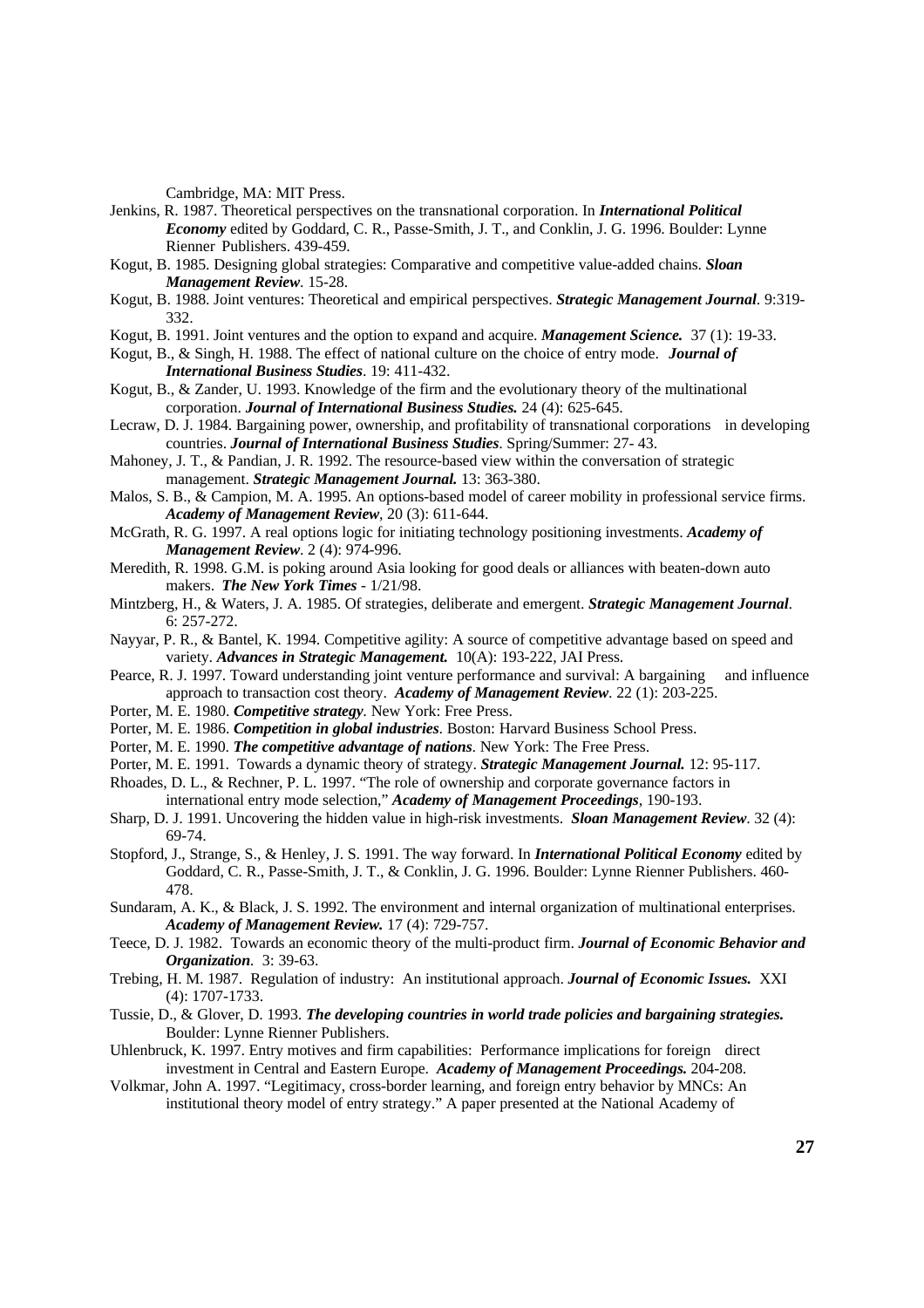Cambridge, MA: MIT Press.

Jenkins, R. 1987. Theoretical perspectives on the transnational corporation. In ***International Political Economy*** edited by Goddard, C. R., Passe-Smith, J. T., and Conklin, J. G. 1996. Boulder: Lynne Rienner Publishers. 439-459.

Kogut, B. 1985. Designing global strategies: Comparative and competitive value-added chains. ***Sloan Management Review***. 15-28.

Kogut, B. 1988. Joint ventures: Theoretical and empirical perspectives. ***Strategic Management Journal***. 9:319-332.

Kogut, B. 1991. Joint ventures and the option to expand and acquire. ***Management Science.*** 37 (1): 19-33.

Kogut, B., & Singh, H. 1988. The effect of national culture on the choice of entry mode. ***Journal of International Business Studies***. 19: 411-432.

Kogut, B., & Zander, U. 1993. Knowledge of the firm and the evolutionary theory of the multinational corporation. ***Journal of International Business Studies.*** 24 (4): 625-645.

Lecraw, D. J. 1984. Bargaining power, ownership, and profitability of transnational corporations in developing countries. ***Journal of International Business Studies***. Spring/Summer: 27- 43.

Mahoney, J. T., & Pandian, J. R. 1992. The resource-based view within the conversation of strategic management. ***Strategic Management Journal.*** 13: 363-380.

Malos, S. B., & Campion, M. A. 1995. An options-based model of career mobility in professional service firms. ***Academy of Management Review***, 20 (3): 611-644.

McGrath, R. G. 1997. A real options logic for initiating technology positioning investments. ***Academy of Management Review***. 2 (4): 974-996.

Meredith, R. 1998. G.M. is poking around Asia looking for good deals or alliances with beaten-down auto makers. ***The New York Times*** - 1/21/98.

Mintzberg, H., & Waters, J. A. 1985. Of strategies, deliberate and emergent. ***Strategic Management Journal***. 6: 257-272.

Nayyar, P. R., & Bantel, K. 1994. Competitive agility: A source of competitive advantage based on speed and variety. ***Advances in Strategic Management.*** 10(A): 193-222, JAI Press.

Pearce, R. J. 1997. Toward understanding joint venture performance and survival: A bargaining and influence approach to transaction cost theory. ***Academy of Management Review***. 22 (1): 203-225.

Porter, M. E. 1980. ***Competitive strategy***. New York: Free Press.

Porter, M. E. 1986. ***Competition in global industries***. Boston: Harvard Business School Press.

Porter, M. E. 1990. ***The competitive advantage of nations***. New York: The Free Press.

Porter, M. E. 1991. Towards a dynamic theory of strategy. ***Strategic Management Journal.*** 12: 95-117.

Rhoades, D. L., & Rechner, P. L. 1997. "The role of ownership and corporate governance factors in international entry mode selection," ***Academy of Management Proceedings***, 190-193.

Sharp, D. J. 1991. Uncovering the hidden value in high-risk investments. ***Sloan Management Review***. 32 (4): 69-74.

Stopford, J., Strange, S., & Henley, J. S. 1991. The way forward. In ***International Political Economy*** edited by Goddard, C. R., Passe-Smith, J. T., & Conklin, J. G. 1996. Boulder: Lynne Rienner Publishers. 460-478.

Sundaram, A. K., & Black, J. S. 1992. The environment and internal organization of multinational enterprises. ***Academy of Management Review.*** 17 (4): 729-757.

Teece, D. J. 1982. Towards an economic theory of the multi-product firm. ***Journal of Economic Behavior and Organization***. 3: 39-63.

Trebing, H. M. 1987. Regulation of industry: An institutional approach. ***Journal of Economic Issues.*** XXI (4): 1707-1733.

Tussie, D., & Glover, D. 1993. ***The developing countries in world trade policies and bargaining strategies.*** Boulder: Lynne Rienner Publishers.

Uhlenbruck, K. 1997. Entry motives and firm capabilities: Performance implications for foreign direct investment in Central and Eastern Europe. ***Academy of Management Proceedings.*** 204-208.

Volkmar, John A. 1997. "Legitimacy, cross-border learning, and foreign entry behavior by MNCs: An institutional theory model of entry strategy." A paper presented at the National Academy of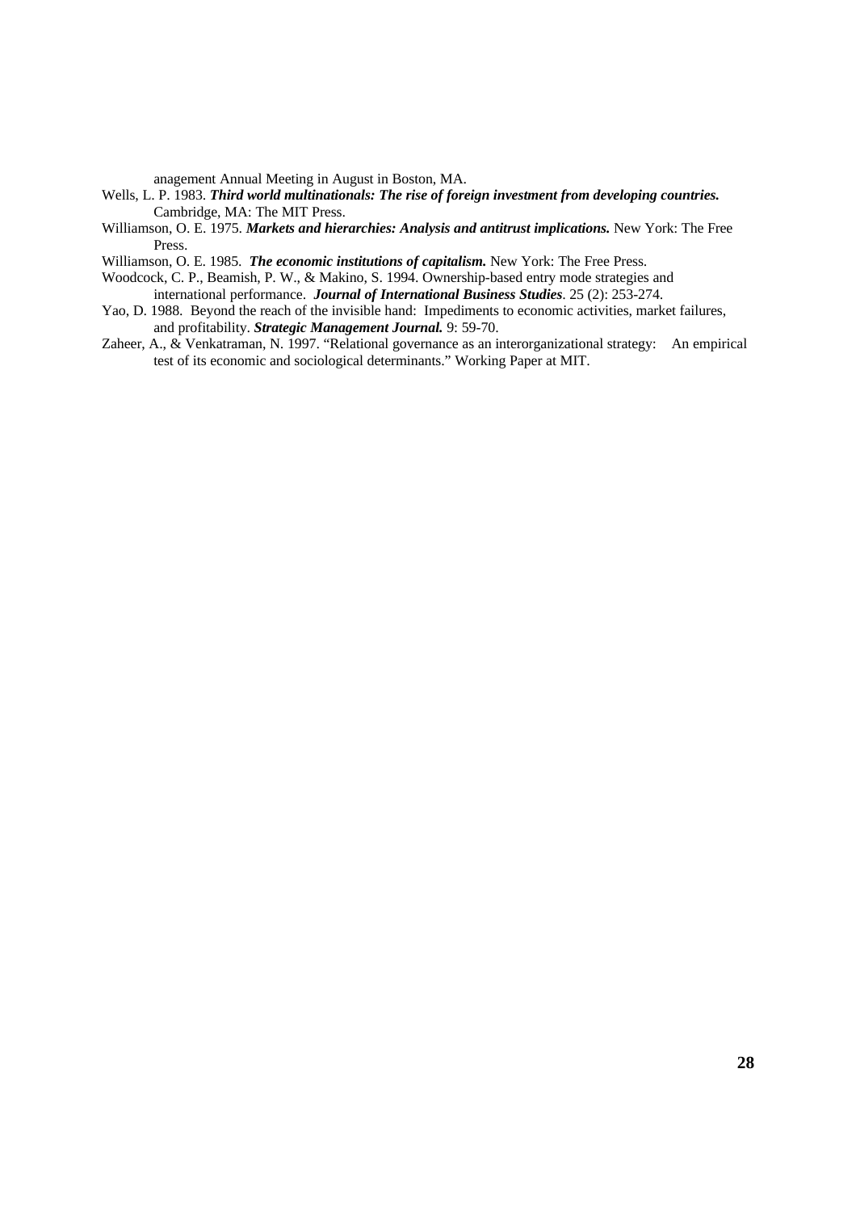anagement Annual Meeting in August in Boston, MA.

Wells, L. P. 1983. ***Third world multinationals: The rise of foreign investment from developing countries.*** Cambridge, MA: The MIT Press.

Williamson, O. E. 1975. ***Markets and hierarchies: Analysis and antitrust implications.*** New York: The Free Press.

Williamson, O. E. 1985. ***The economic institutions of capitalism.*** New York: The Free Press.

Woodcock, C. P., Beamish, P. W., & Makino, S. 1994. Ownership-based entry mode strategies and international performance. ***Journal of International Business Studies***. 25 (2): 253-274.

Yao, D. 1988. Beyond the reach of the invisible hand: Impediments to economic activities, market failures, and profitability. ***Strategic Management Journal.*** 9: 59-70.

Zaheer, A., & Venkatraman, N. 1997. "Relational governance as an interorganizational strategy: An empirical test of its economic and sociological determinants." Working Paper at MIT.